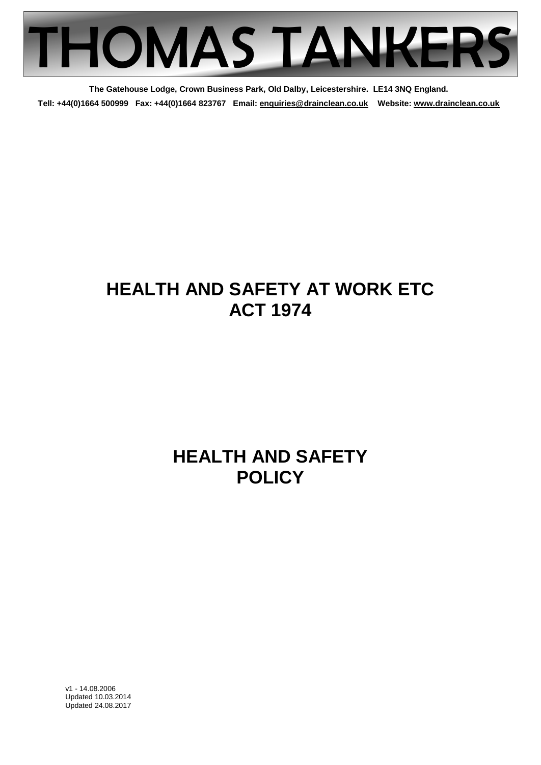# THOMAS TANKERS

**The Gatehouse Lodge, Crown Business Park, Old Dalby, Leicestershire. LE14 3NQ England.**

**Tell: +44(0)1664 500999 Fax: +44(0)1664 823767 Email: enquiries@drainclean.co.uk Website: www.drainclean.co.uk**

# HEALTH AND SAFETY AT WORK ETC ACT 1974

# HEALTH AND SAFETY POLICY

v1 - 14.08.2006
Updated 10.03.2014
Updated 24.08.2017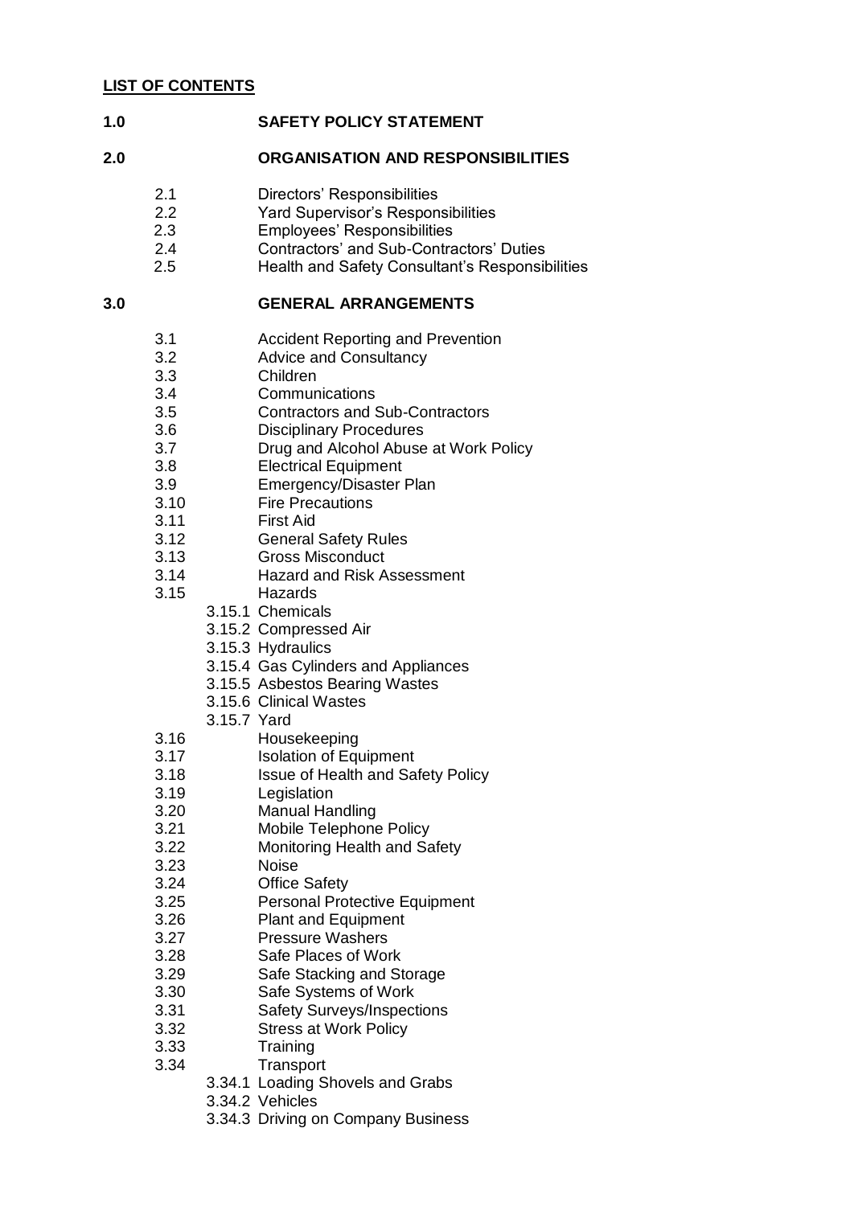**LIST OF CONTENTS**

**1.0 SAFETY POLICY STATEMENT**

**2.0 ORGANISATION AND RESPONSIBILITIES**

- 2.1 Directors' Responsibilities
- 2.2 Yard Supervisor's Responsibilities
- 2.3 Employees' Responsibilities
- 2.4 Contractors' and Sub-Contractors' Duties
- 2.5 Health and Safety Consultant's Responsibilities

**3.0 GENERAL ARRANGEMENTS**

- 3.1 Accident Reporting and Prevention
- 3.2 Advice and Consultancy
- 3.3 Children
- 3.4 Communications
- 3.5 Contractors and Sub-Contractors
- 3.6 Disciplinary Procedures
- 3.7 Drug and Alcohol Abuse at Work Policy
- 3.8 Electrical Equipment
- 3.9 Emergency/Disaster Plan
- 3.10 Fire Precautions
- 3.11 First Aid
- 3.12 General Safety Rules
- 3.13 Gross Misconduct
- 3.14 Hazard and Risk Assessment
- 3.15 Hazards
  - 3.15.1 Chemicals
  - 3.15.2 Compressed Air
  - 3.15.3 Hydraulics
  - 3.15.4 Gas Cylinders and Appliances
  - 3.15.5 Asbestos Bearing Wastes
  - 3.15.6 Clinical Wastes
  - 3.15.7 Yard
- 3.16 Housekeeping
- 3.17 Isolation of Equipment
- 3.18 Issue of Health and Safety Policy
- 3.19 Legislation
- 3.20 Manual Handling
- 3.21 Mobile Telephone Policy
- 3.22 Monitoring Health and Safety
- 3.23 Noise
- 3.24 Office Safety
- 3.25 Personal Protective Equipment
- 3.26 Plant and Equipment
- 3.27 Pressure Washers
- 3.28 Safe Places of Work
- 3.29 Safe Stacking and Storage
- 3.30 Safe Systems of Work
- 3.31 Safety Surveys/Inspections
- 3.32 Stress at Work Policy
- 3.33 Training
- 3.34 Transport
  - 3.34.1 Loading Shovels and Grabs
  - 3.34.2 Vehicles
  - 3.34.3 Driving on Company Business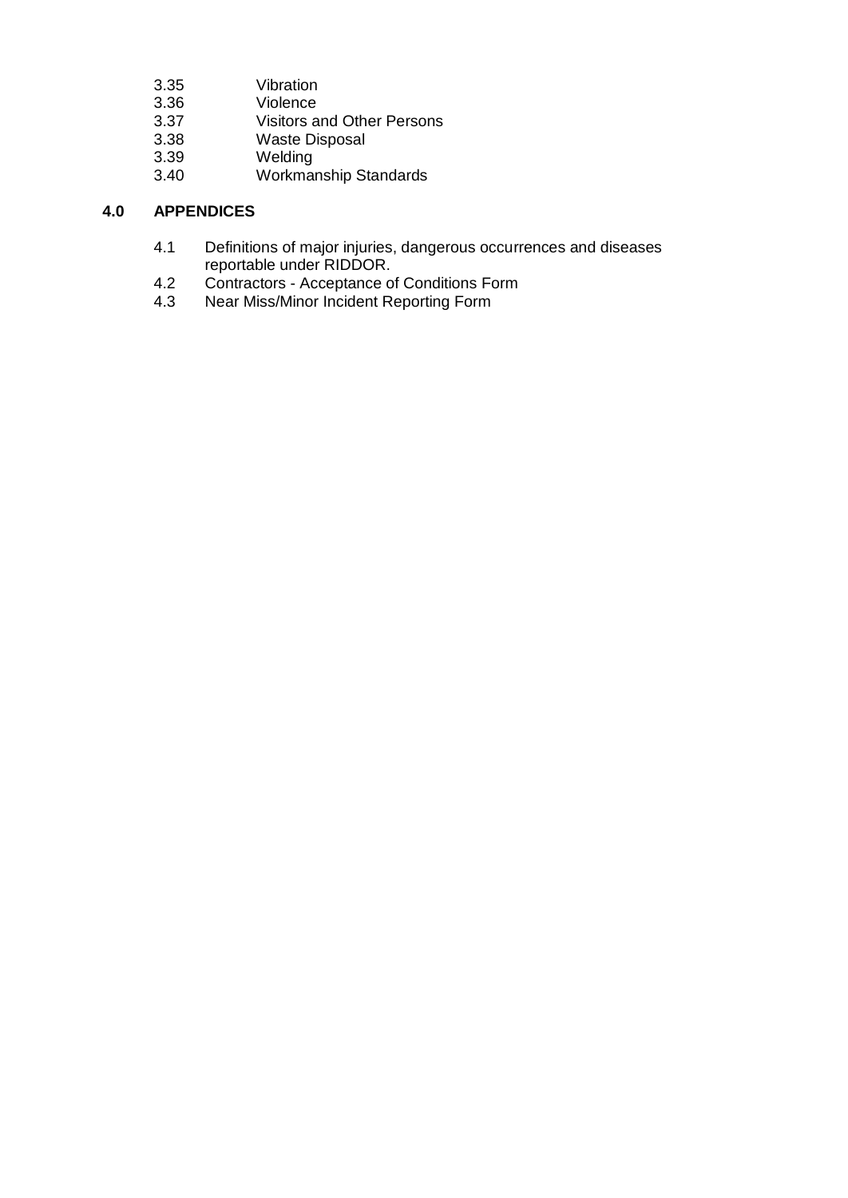3.35 Vibration
3.36 Violence
3.37 Visitors and Other Persons
3.38 Waste Disposal
3.39 Welding
3.40 Workmanship Standards

## 4.0 APPENDICES

4.1 Definitions of major injuries, dangerous occurrences and diseases reportable under RIDDOR.
4.2 Contractors - Acceptance of Conditions Form
4.3 Near Miss/Minor Incident Reporting Form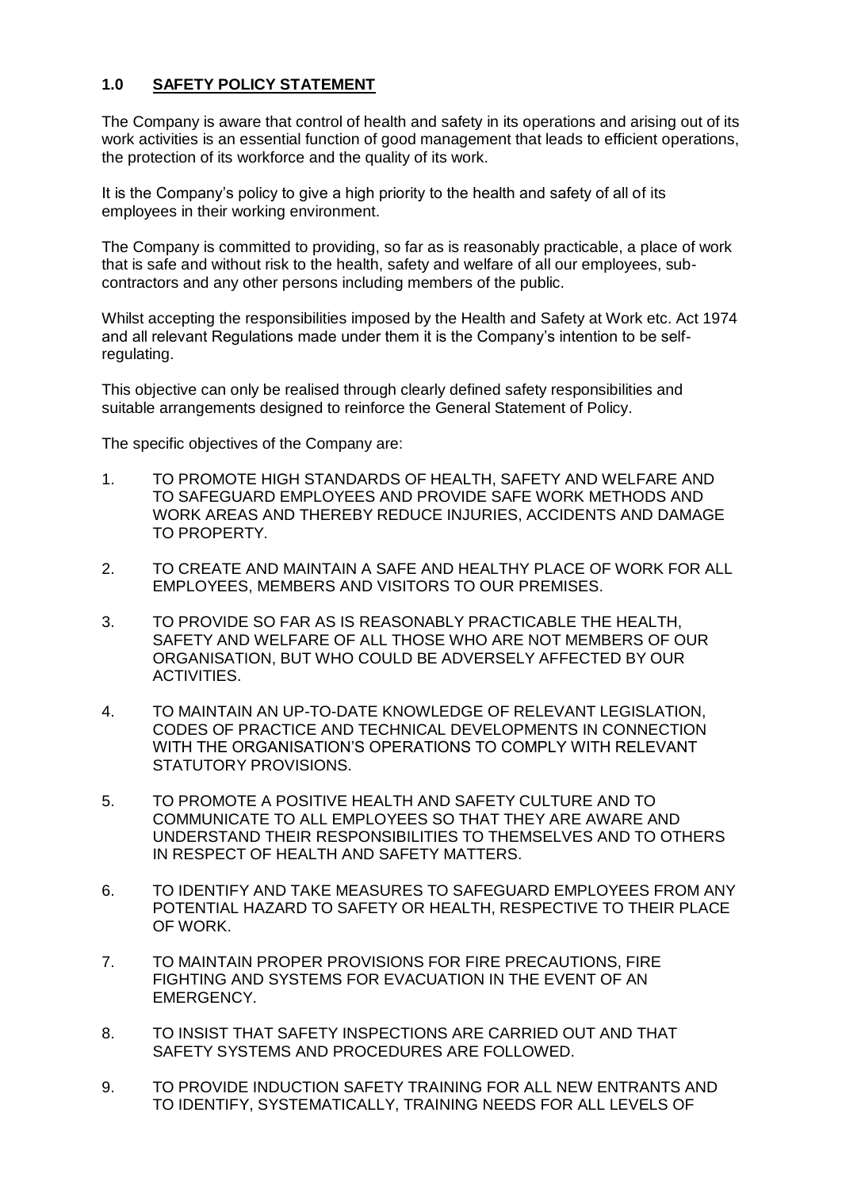## 1.0 SAFETY POLICY STATEMENT

The Company is aware that control of health and safety in its operations and arising out of its work activities is an essential function of good management that leads to efficient operations, the protection of its workforce and the quality of its work.

It is the Company's policy to give a high priority to the health and safety of all of its employees in their working environment.

The Company is committed to providing, so far as is reasonably practicable, a place of work that is safe and without risk to the health, safety and welfare of all our employees, sub-contractors and any other persons including members of the public.

Whilst accepting the responsibilities imposed by the Health and Safety at Work etc. Act 1974 and all relevant Regulations made under them it is the Company's intention to be self-regulating.

This objective can only be realised through clearly defined safety responsibilities and suitable arrangements designed to reinforce the General Statement of Policy.

The specific objectives of the Company are:

1. TO PROMOTE HIGH STANDARDS OF HEALTH, SAFETY AND WELFARE AND TO SAFEGUARD EMPLOYEES AND PROVIDE SAFE WORK METHODS AND WORK AREAS AND THEREBY REDUCE INJURIES, ACCIDENTS AND DAMAGE TO PROPERTY.
2. TO CREATE AND MAINTAIN A SAFE AND HEALTHY PLACE OF WORK FOR ALL EMPLOYEES, MEMBERS AND VISITORS TO OUR PREMISES.
3. TO PROVIDE SO FAR AS IS REASONABLY PRACTICABLE THE HEALTH, SAFETY AND WELFARE OF ALL THOSE WHO ARE NOT MEMBERS OF OUR ORGANISATION, BUT WHO COULD BE ADVERSELY AFFECTED BY OUR ACTIVITIES.
4. TO MAINTAIN AN UP-TO-DATE KNOWLEDGE OF RELEVANT LEGISLATION, CODES OF PRACTICE AND TECHNICAL DEVELOPMENTS IN CONNECTION WITH THE ORGANISATION'S OPERATIONS TO COMPLY WITH RELEVANT STATUTORY PROVISIONS.
5. TO PROMOTE A POSITIVE HEALTH AND SAFETY CULTURE AND TO COMMUNICATE TO ALL EMPLOYEES SO THAT THEY ARE AWARE AND UNDERSTAND THEIR RESPONSIBILITIES TO THEMSELVES AND TO OTHERS IN RESPECT OF HEALTH AND SAFETY MATTERS.
6. TO IDENTIFY AND TAKE MEASURES TO SAFEGUARD EMPLOYEES FROM ANY POTENTIAL HAZARD TO SAFETY OR HEALTH, RESPECTIVE TO THEIR PLACE OF WORK.
7. TO MAINTAIN PROPER PROVISIONS FOR FIRE PRECAUTIONS, FIRE FIGHTING AND SYSTEMS FOR EVACUATION IN THE EVENT OF AN EMERGENCY.
8. TO INSIST THAT SAFETY INSPECTIONS ARE CARRIED OUT AND THAT SAFETY SYSTEMS AND PROCEDURES ARE FOLLOWED.
9. TO PROVIDE INDUCTION SAFETY TRAINING FOR ALL NEW ENTRANTS AND TO IDENTIFY, SYSTEMATICALLY, TRAINING NEEDS FOR ALL LEVELS OF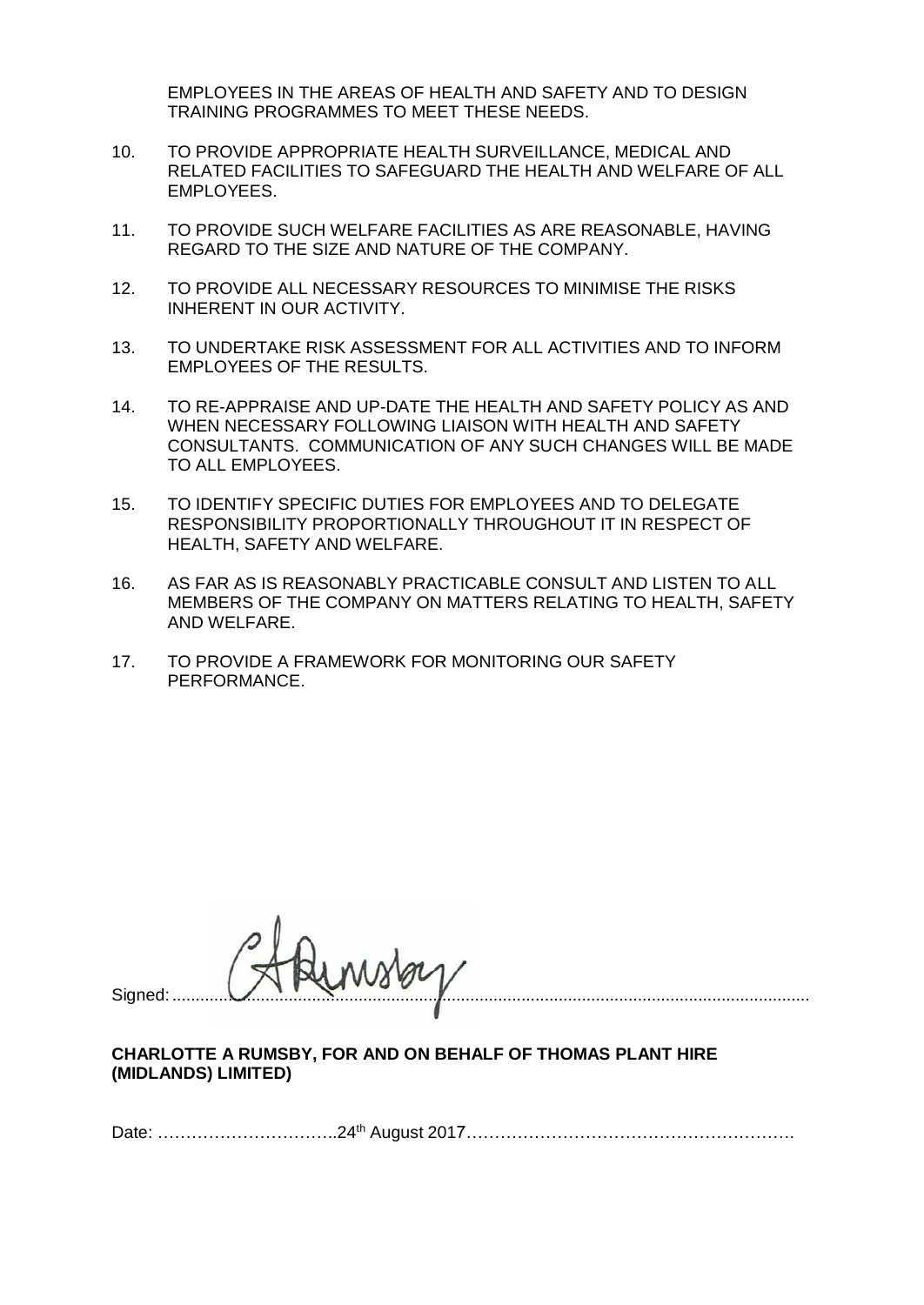EMPLOYEES IN THE AREAS OF HEALTH AND SAFETY AND TO DESIGN TRAINING PROGRAMMES TO MEET THESE NEEDS.

10. TO PROVIDE APPROPRIATE HEALTH SURVEILLANCE, MEDICAL AND RELATED FACILITIES TO SAFEGUARD THE HEALTH AND WELFARE OF ALL EMPLOYEES.

11. TO PROVIDE SUCH WELFARE FACILITIES AS ARE REASONABLE, HAVING REGARD TO THE SIZE AND NATURE OF THE COMPANY.

12. TO PROVIDE ALL NECESSARY RESOURCES TO MINIMISE THE RISKS INHERENT IN OUR ACTIVITY.

13. TO UNDERTAKE RISK ASSESSMENT FOR ALL ACTIVITIES AND TO INFORM EMPLOYEES OF THE RESULTS.

14. TO RE-APPRAISE AND UP-DATE THE HEALTH AND SAFETY POLICY AS AND WHEN NECESSARY FOLLOWING LIAISON WITH HEALTH AND SAFETY CONSULTANTS. COMMUNICATION OF ANY SUCH CHANGES WILL BE MADE TO ALL EMPLOYEES.

15. TO IDENTIFY SPECIFIC DUTIES FOR EMPLOYEES AND TO DELEGATE RESPONSIBILITY PROPORTIONALLY THROUGHOUT IT IN RESPECT OF HEALTH, SAFETY AND WELFARE.

16. AS FAR AS IS REASONABLY PRACTICABLE CONSULT AND LISTEN TO ALL MEMBERS OF THE COMPANY ON MATTERS RELATING TO HEALTH, SAFETY AND WELFARE.

17. TO PROVIDE A FRAMEWORK FOR MONITORING OUR SAFETY PERFORMANCE.

Signed: ............................................................................................................

**CHARLOTTE A RUMSBY, FOR AND ON BEHALF OF THOMAS PLANT HIRE (MIDLANDS) LIMITED)**

Date: …………………………..24th August 2017…………………………………………………….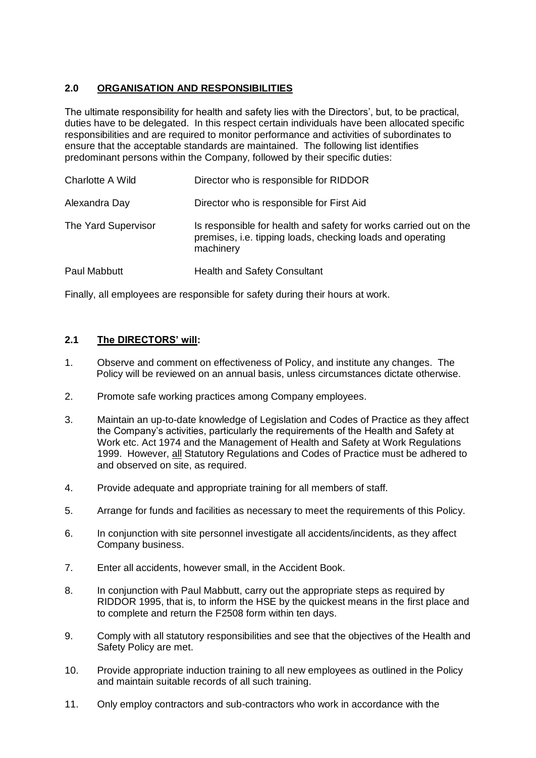## 2.0 ORGANISATION AND RESPONSIBILITIES

The ultimate responsibility for health and safety lies with the Directors', but, to be practical, duties have to be delegated. In this respect certain individuals have been allocated specific responsibilities and are required to monitor performance and activities of subordinates to ensure that the acceptable standards are maintained. The following list identifies predominant persons within the Company, followed by their specific duties:

| | |
|---|---|
| Charlotte A Wild | Director who is responsible for RIDDOR |
| Alexandra Day | Director who is responsible for First Aid |
| The Yard Supervisor | Is responsible for health and safety for works carried out on the premises, i.e. tipping loads, checking loads and operating machinery |
| Paul Mabbutt | Health and Safety Consultant |

Finally, all employees are responsible for safety during their hours at work.

### 2.1 The DIRECTORS' will:

1. Observe and comment on effectiveness of Policy, and institute any changes. The Policy will be reviewed on an annual basis, unless circumstances dictate otherwise.
2. Promote safe working practices among Company employees.
3. Maintain an up-to-date knowledge of Legislation and Codes of Practice as they affect the Company's activities, particularly the requirements of the Health and Safety at Work etc. Act 1974 and the Management of Health and Safety at Work Regulations 1999. However, all Statutory Regulations and Codes of Practice must be adhered to and observed on site, as required.
4. Provide adequate and appropriate training for all members of staff.
5. Arrange for funds and facilities as necessary to meet the requirements of this Policy.
6. In conjunction with site personnel investigate all accidents/incidents, as they affect Company business.
7. Enter all accidents, however small, in the Accident Book.
8. In conjunction with Paul Mabbutt, carry out the appropriate steps as required by RIDDOR 1995, that is, to inform the HSE by the quickest means in the first place and to complete and return the F2508 form within ten days.
9. Comply with all statutory responsibilities and see that the objectives of the Health and Safety Policy are met.
10. Provide appropriate induction training to all new employees as outlined in the Policy and maintain suitable records of all such training.
11. Only employ contractors and sub-contractors who work in accordance with the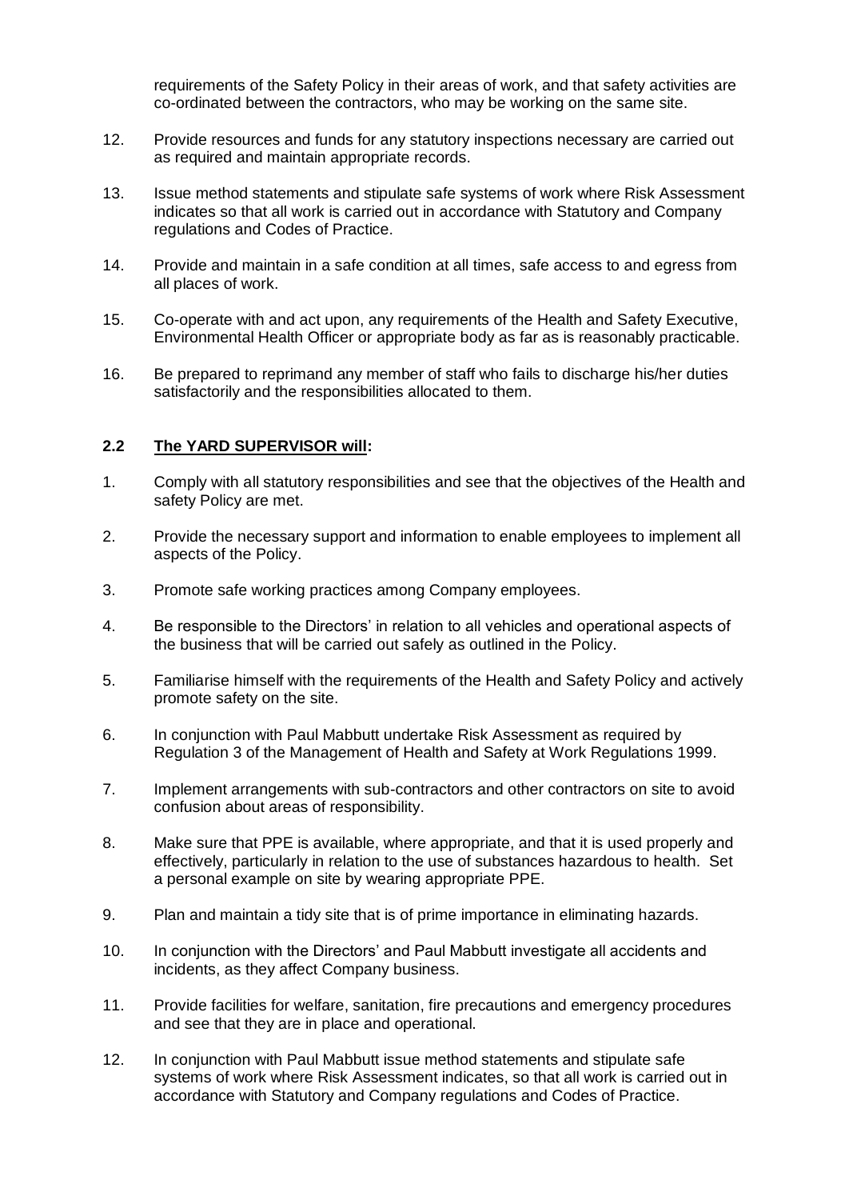requirements of the Safety Policy in their areas of work, and that safety activities are co-ordinated between the contractors, who may be working on the same site.

12. Provide resources and funds for any statutory inspections necessary are carried out as required and maintain appropriate records.

13. Issue method statements and stipulate safe systems of work where Risk Assessment indicates so that all work is carried out in accordance with Statutory and Company regulations and Codes of Practice.

14. Provide and maintain in a safe condition at all times, safe access to and egress from all places of work.

15. Co-operate with and act upon, any requirements of the Health and Safety Executive, Environmental Health Officer or appropriate body as far as is reasonably practicable.

16. Be prepared to reprimand any member of staff who fails to discharge his/her duties satisfactorily and the responsibilities allocated to them.

## 2.2 The YARD SUPERVISOR will:

1. Comply with all statutory responsibilities and see that the objectives of the Health and safety Policy are met.

2. Provide the necessary support and information to enable employees to implement all aspects of the Policy.

3. Promote safe working practices among Company employees.

4. Be responsible to the Directors' in relation to all vehicles and operational aspects of the business that will be carried out safely as outlined in the Policy.

5. Familiarise himself with the requirements of the Health and Safety Policy and actively promote safety on the site.

6. In conjunction with Paul Mabbutt undertake Risk Assessment as required by Regulation 3 of the Management of Health and Safety at Work Regulations 1999.

7. Implement arrangements with sub-contractors and other contractors on site to avoid confusion about areas of responsibility.

8. Make sure that PPE is available, where appropriate, and that it is used properly and effectively, particularly in relation to the use of substances hazardous to health. Set a personal example on site by wearing appropriate PPE.

9. Plan and maintain a tidy site that is of prime importance in eliminating hazards.

10. In conjunction with the Directors' and Paul Mabbutt investigate all accidents and incidents, as they affect Company business.

11. Provide facilities for welfare, sanitation, fire precautions and emergency procedures and see that they are in place and operational.

12. In conjunction with Paul Mabbutt issue method statements and stipulate safe systems of work where Risk Assessment indicates, so that all work is carried out in accordance with Statutory and Company regulations and Codes of Practice.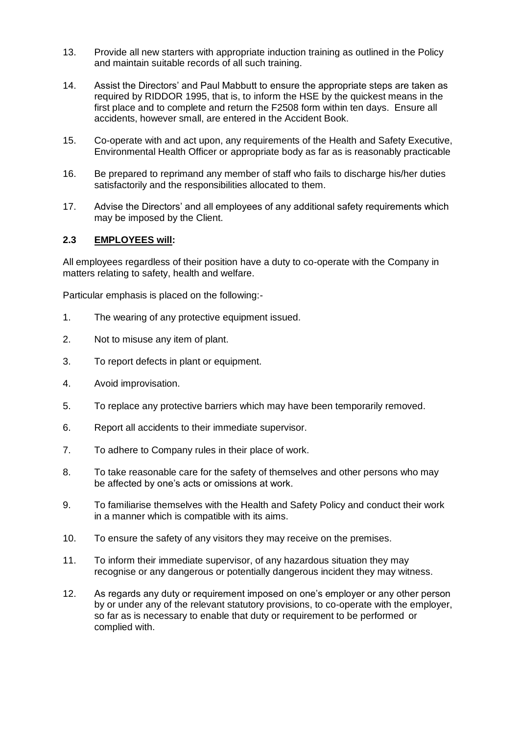13. Provide all new starters with appropriate induction training as outlined in the Policy and maintain suitable records of all such training.

14. Assist the Directors' and Paul Mabbutt to ensure the appropriate steps are taken as required by RIDDOR 1995, that is, to inform the HSE by the quickest means in the first place and to complete and return the F2508 form within ten days. Ensure all accidents, however small, are entered in the Accident Book.

15. Co-operate with and act upon, any requirements of the Health and Safety Executive, Environmental Health Officer or appropriate body as far as is reasonably practicable

16. Be prepared to reprimand any member of staff who fails to discharge his/her duties satisfactorily and the responsibilities allocated to them.

17. Advise the Directors' and all employees of any additional safety requirements which may be imposed by the Client.

### 2.3 EMPLOYEES will:

All employees regardless of their position have a duty to co-operate with the Company in matters relating to safety, health and welfare.

Particular emphasis is placed on the following:-

1. The wearing of any protective equipment issued.

2. Not to misuse any item of plant.

3. To report defects in plant or equipment.

4. Avoid improvisation.

5. To replace any protective barriers which may have been temporarily removed.

6. Report all accidents to their immediate supervisor.

7. To adhere to Company rules in their place of work.

8. To take reasonable care for the safety of themselves and other persons who may be affected by one's acts or omissions at work.

9. To familiarise themselves with the Health and Safety Policy and conduct their work in a manner which is compatible with its aims.

10. To ensure the safety of any visitors they may receive on the premises.

11. To inform their immediate supervisor, of any hazardous situation they may recognise or any dangerous or potentially dangerous incident they may witness.

12. As regards any duty or requirement imposed on one's employer or any other person by or under any of the relevant statutory provisions, to co-operate with the employer, so far as is necessary to enable that duty or requirement to be performed or complied with.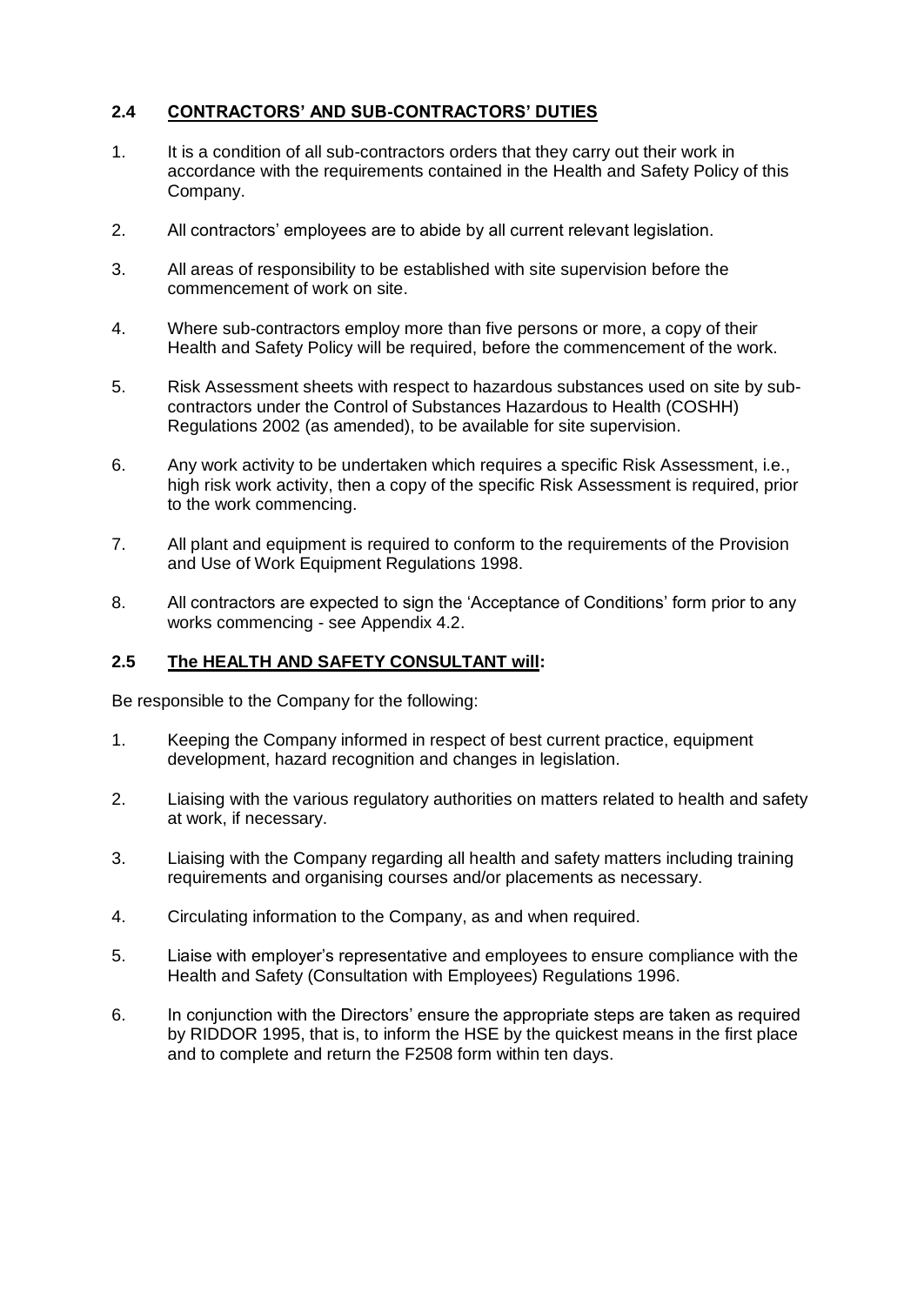## 2.4 CONTRACTORS' AND SUB-CONTRACTORS' DUTIES

1. It is a condition of all sub-contractors orders that they carry out their work in accordance with the requirements contained in the Health and Safety Policy of this Company.

2. All contractors' employees are to abide by all current relevant legislation.

3. All areas of responsibility to be established with site supervision before the commencement of work on site.

4. Where sub-contractors employ more than five persons or more, a copy of their Health and Safety Policy will be required, before the commencement of the work.

5. Risk Assessment sheets with respect to hazardous substances used on site by sub-contractors under the Control of Substances Hazardous to Health (COSHH) Regulations 2002 (as amended), to be available for site supervision.

6. Any work activity to be undertaken which requires a specific Risk Assessment, i.e., high risk work activity, then a copy of the specific Risk Assessment is required, prior to the work commencing.

7. All plant and equipment is required to conform to the requirements of the Provision and Use of Work Equipment Regulations 1998.

8. All contractors are expected to sign the 'Acceptance of Conditions' form prior to any works commencing - see Appendix 4.2.

## 2.5 The HEALTH AND SAFETY CONSULTANT will:

Be responsible to the Company for the following:

1. Keeping the Company informed in respect of best current practice, equipment development, hazard recognition and changes in legislation.

2. Liaising with the various regulatory authorities on matters related to health and safety at work, if necessary.

3. Liaising with the Company regarding all health and safety matters including training requirements and organising courses and/or placements as necessary.

4. Circulating information to the Company, as and when required.

5. Liaise with employer's representative and employees to ensure compliance with the Health and Safety (Consultation with Employees) Regulations 1996.

6. In conjunction with the Directors' ensure the appropriate steps are taken as required by RIDDOR 1995, that is, to inform the HSE by the quickest means in the first place and to complete and return the F2508 form within ten days.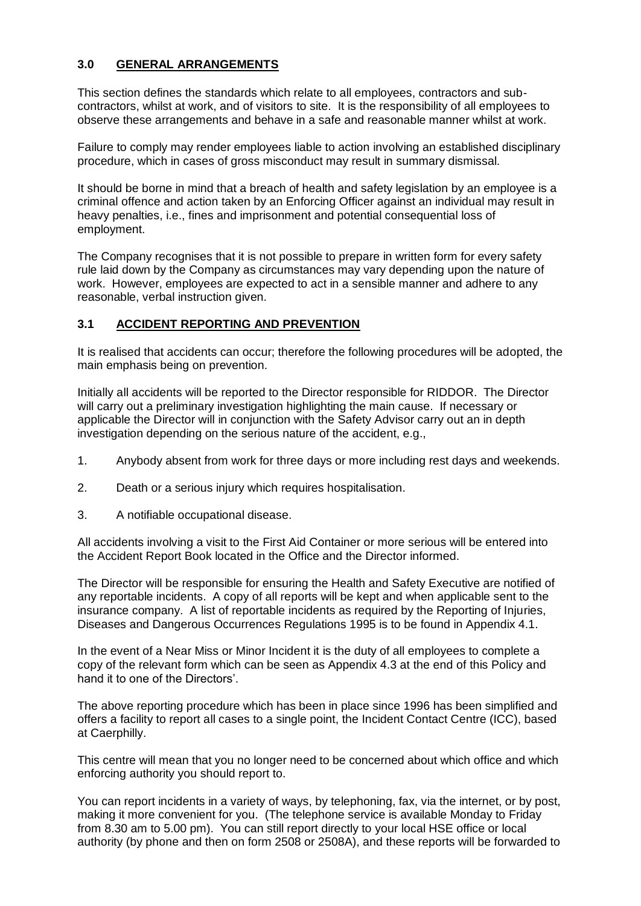## 3.0 GENERAL ARRANGEMENTS

This section defines the standards which relate to all employees, contractors and sub-contractors, whilst at work, and of visitors to site. It is the responsibility of all employees to observe these arrangements and behave in a safe and reasonable manner whilst at work.

Failure to comply may render employees liable to action involving an established disciplinary procedure, which in cases of gross misconduct may result in summary dismissal.

It should be borne in mind that a breach of health and safety legislation by an employee is a criminal offence and action taken by an Enforcing Officer against an individual may result in heavy penalties, i.e., fines and imprisonment and potential consequential loss of employment.

The Company recognises that it is not possible to prepare in written form for every safety rule laid down by the Company as circumstances may vary depending upon the nature of work. However, employees are expected to act in a sensible manner and adhere to any reasonable, verbal instruction given.

## 3.1 ACCIDENT REPORTING AND PREVENTION

It is realised that accidents can occur; therefore the following procedures will be adopted, the main emphasis being on prevention.

Initially all accidents will be reported to the Director responsible for RIDDOR. The Director will carry out a preliminary investigation highlighting the main cause. If necessary or applicable the Director will in conjunction with the Safety Advisor carry out an in depth investigation depending on the serious nature of the accident, e.g.,

1. Anybody absent from work for three days or more including rest days and weekends.

2. Death or a serious injury which requires hospitalisation.

3. A notifiable occupational disease.

All accidents involving a visit to the First Aid Container or more serious will be entered into the Accident Report Book located in the Office and the Director informed.

The Director will be responsible for ensuring the Health and Safety Executive are notified of any reportable incidents. A copy of all reports will be kept and when applicable sent to the insurance company. A list of reportable incidents as required by the Reporting of Injuries, Diseases and Dangerous Occurrences Regulations 1995 is to be found in Appendix 4.1.

In the event of a Near Miss or Minor Incident it is the duty of all employees to complete a copy of the relevant form which can be seen as Appendix 4.3 at the end of this Policy and hand it to one of the Directors'.

The above reporting procedure which has been in place since 1996 has been simplified and offers a facility to report all cases to a single point, the Incident Contact Centre (ICC), based at Caerphilly.

This centre will mean that you no longer need to be concerned about which office and which enforcing authority you should report to.

You can report incidents in a variety of ways, by telephoning, fax, via the internet, or by post, making it more convenient for you. (The telephone service is available Monday to Friday from 8.30 am to 5.00 pm). You can still report directly to your local HSE office or local authority (by phone and then on form 2508 or 2508A), and these reports will be forwarded to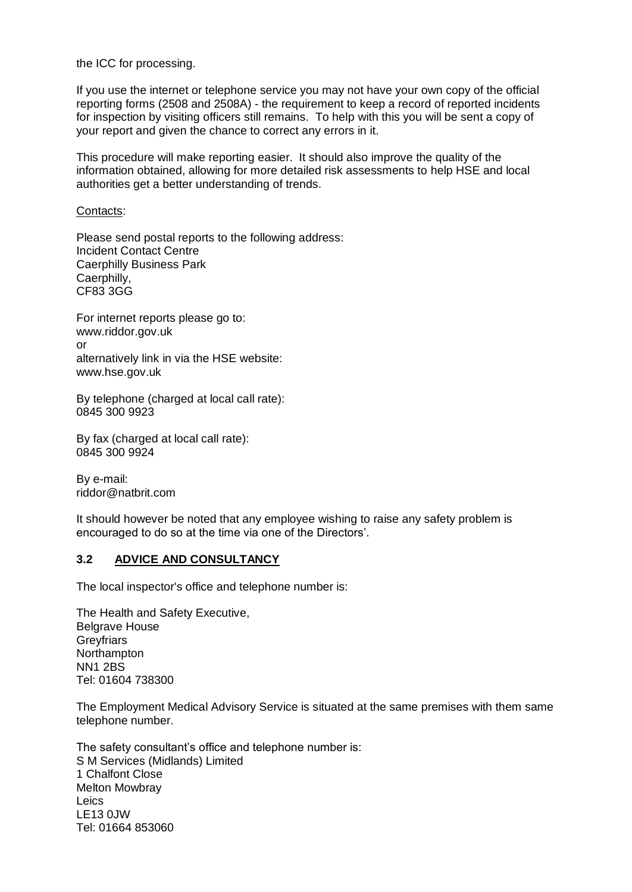the ICC for processing.

If you use the internet or telephone service you may not have your own copy of the official reporting forms (2508 and 2508A) - the requirement to keep a record of reported incidents for inspection by visiting officers still remains. To help with this you will be sent a copy of your report and given the chance to correct any errors in it.

This procedure will make reporting easier. It should also improve the quality of the information obtained, allowing for more detailed risk assessments to help HSE and local authorities get a better understanding of trends.

Contacts:

Please send postal reports to the following address:
Incident Contact Centre
Caerphilly Business Park
Caerphilly,
CF83 3GG

For internet reports please go to:
www.riddor.gov.uk
or
alternatively link in via the HSE website:
www.hse.gov.uk

By telephone (charged at local call rate):
0845 300 9923

By fax (charged at local call rate):
0845 300 9924

By e-mail:
riddor@natbrit.com

It should however be noted that any employee wishing to raise any safety problem is encouraged to do so at the time via one of the Directors'.

### 3.2 ADVICE AND CONSULTANCY

The local inspector's office and telephone number is:

The Health and Safety Executive,
Belgrave House
Greyfriars
Northampton
NN1 2BS
Tel: 01604 738300

The Employment Medical Advisory Service is situated at the same premises with them same telephone number.

The safety consultant's office and telephone number is:
S M Services (Midlands) Limited
1 Chalfont Close
Melton Mowbray
Leics
LE13 0JW
Tel: 01664 853060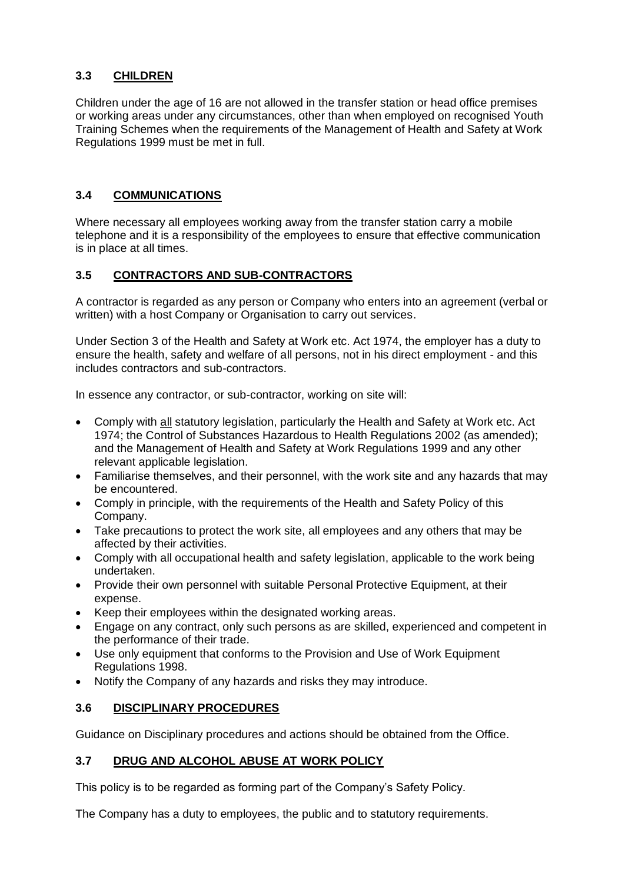### 3.3 CHILDREN

Children under the age of 16 are not allowed in the transfer station or head office premises or working areas under any circumstances, other than when employed on recognised Youth Training Schemes when the requirements of the Management of Health and Safety at Work Regulations 1999 must be met in full.

### 3.4 COMMUNICATIONS

Where necessary all employees working away from the transfer station carry a mobile telephone and it is a responsibility of the employees to ensure that effective communication is in place at all times.

### 3.5 CONTRACTORS AND SUB-CONTRACTORS

A contractor is regarded as any person or Company who enters into an agreement (verbal or written) with a host Company or Organisation to carry out services.

Under Section 3 of the Health and Safety at Work etc. Act 1974, the employer has a duty to ensure the health, safety and welfare of all persons, not in his direct employment - and this includes contractors and sub-contractors.

In essence any contractor, or sub-contractor, working on site will:

- Comply with <u>all</u> statutory legislation, particularly the Health and Safety at Work etc. Act 1974; the Control of Substances Hazardous to Health Regulations 2002 (as amended); and the Management of Health and Safety at Work Regulations 1999 and any other relevant applicable legislation.
- Familiarise themselves, and their personnel, with the work site and any hazards that may be encountered.
- Comply in principle, with the requirements of the Health and Safety Policy of this Company.
- Take precautions to protect the work site, all employees and any others that may be affected by their activities.
- Comply with all occupational health and safety legislation, applicable to the work being undertaken.
- Provide their own personnel with suitable Personal Protective Equipment, at their expense.
- Keep their employees within the designated working areas.
- Engage on any contract, only such persons as are skilled, experienced and competent in the performance of their trade.
- Use only equipment that conforms to the Provision and Use of Work Equipment Regulations 1998.
- Notify the Company of any hazards and risks they may introduce.

### 3.6 DISCIPLINARY PROCEDURES

Guidance on Disciplinary procedures and actions should be obtained from the Office.

### 3.7 DRUG AND ALCOHOL ABUSE AT WORK POLICY

This policy is to be regarded as forming part of the Company's Safety Policy.

The Company has a duty to employees, the public and to statutory requirements.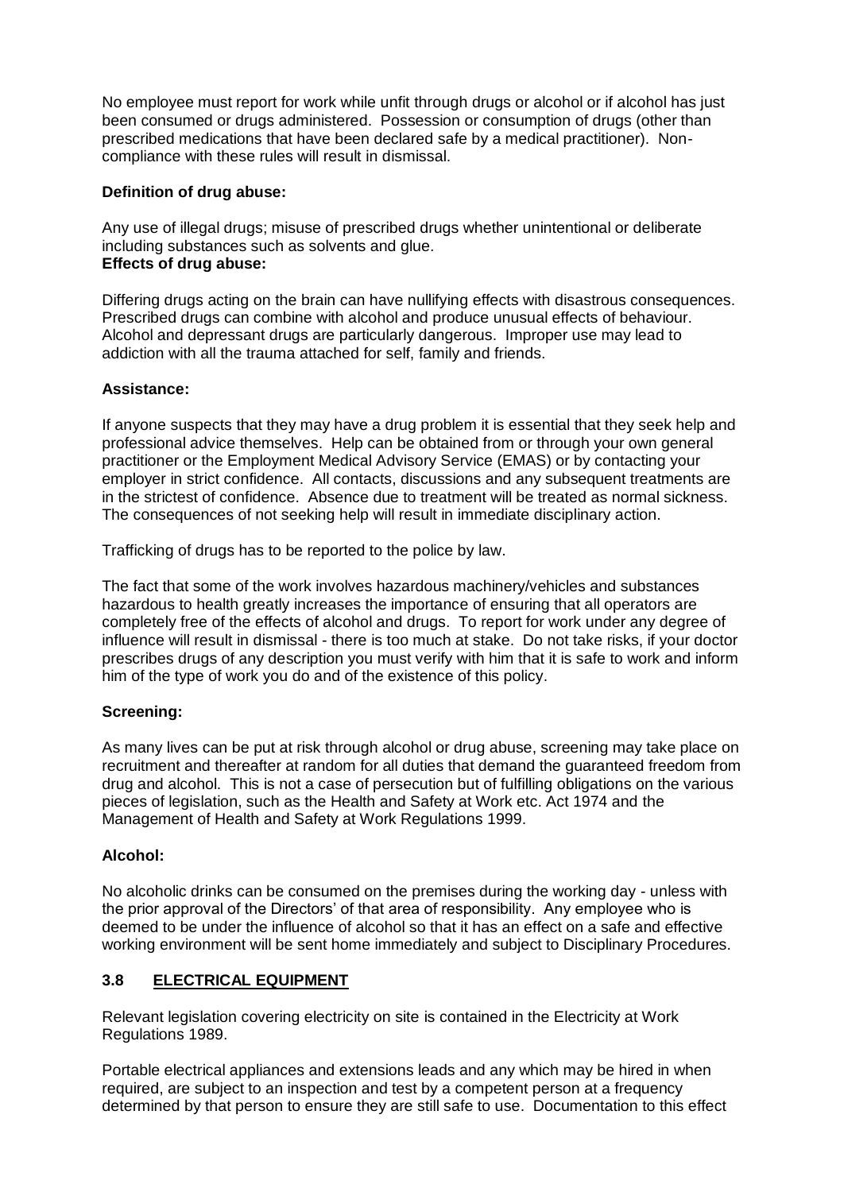No employee must report for work while unfit through drugs or alcohol or if alcohol has just been consumed or drugs administered. Possession or consumption of drugs (other than prescribed medications that have been declared safe by a medical practitioner). Non-compliance with these rules will result in dismissal.

**Definition of drug abuse:**

Any use of illegal drugs; misuse of prescribed drugs whether unintentional or deliberate including substances such as solvents and glue.

**Effects of drug abuse:**

Differing drugs acting on the brain can have nullifying effects with disastrous consequences. Prescribed drugs can combine with alcohol and produce unusual effects of behaviour. Alcohol and depressant drugs are particularly dangerous. Improper use may lead to addiction with all the trauma attached for self, family and friends.

**Assistance:**

If anyone suspects that they may have a drug problem it is essential that they seek help and professional advice themselves. Help can be obtained from or through your own general practitioner or the Employment Medical Advisory Service (EMAS) or by contacting your employer in strict confidence. All contacts, discussions and any subsequent treatments are in the strictest of confidence. Absence due to treatment will be treated as normal sickness. The consequences of not seeking help will result in immediate disciplinary action.

Trafficking of drugs has to be reported to the police by law.

The fact that some of the work involves hazardous machinery/vehicles and substances hazardous to health greatly increases the importance of ensuring that all operators are completely free of the effects of alcohol and drugs. To report for work under any degree of influence will result in dismissal - there is too much at stake. Do not take risks, if your doctor prescribes drugs of any description you must verify with him that it is safe to work and inform him of the type of work you do and of the existence of this policy.

**Screening:**

As many lives can be put at risk through alcohol or drug abuse, screening may take place on recruitment and thereafter at random for all duties that demand the guaranteed freedom from drug and alcohol. This is not a case of persecution but of fulfilling obligations on the various pieces of legislation, such as the Health and Safety at Work etc. Act 1974 and the Management of Health and Safety at Work Regulations 1999.

**Alcohol:**

No alcoholic drinks can be consumed on the premises during the working day - unless with the prior approval of the Directors' of that area of responsibility. Any employee who is deemed to be under the influence of alcohol so that it has an effect on a safe and effective working environment will be sent home immediately and subject to Disciplinary Procedures.

## 3.8 ELECTRICAL EQUIPMENT

Relevant legislation covering electricity on site is contained in the Electricity at Work Regulations 1989.

Portable electrical appliances and extensions leads and any which may be hired in when required, are subject to an inspection and test by a competent person at a frequency determined by that person to ensure they are still safe to use. Documentation to this effect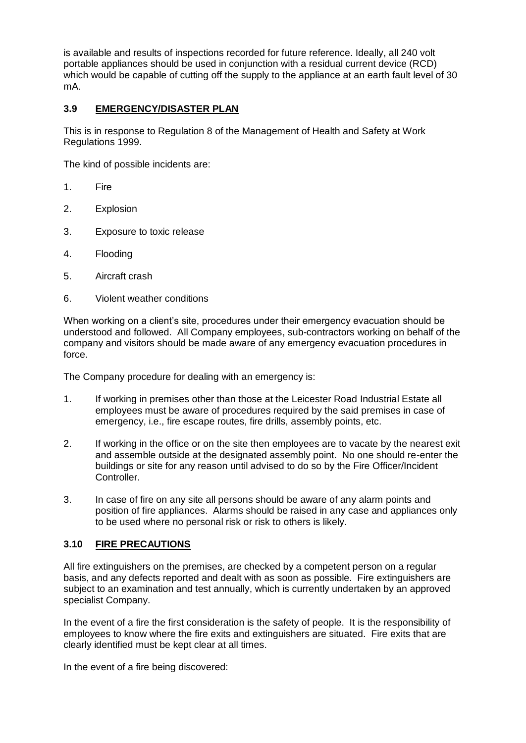is available and results of inspections recorded for future reference. Ideally, all 240 volt portable appliances should be used in conjunction with a residual current device (RCD) which would be capable of cutting off the supply to the appliance at an earth fault level of 30 mA.

### 3.9 EMERGENCY/DISASTER PLAN

This is in response to Regulation 8 of the Management of Health and Safety at Work Regulations 1999.

The kind of possible incidents are:

1. Fire
2. Explosion
3. Exposure to toxic release
4. Flooding
5. Aircraft crash
6. Violent weather conditions

When working on a client's site, procedures under their emergency evacuation should be understood and followed. All Company employees, sub-contractors working on behalf of the company and visitors should be made aware of any emergency evacuation procedures in force.

The Company procedure for dealing with an emergency is:

1. If working in premises other than those at the Leicester Road Industrial Estate all employees must be aware of procedures required by the said premises in case of emergency, i.e., fire escape routes, fire drills, assembly points, etc.
2. If working in the office or on the site then employees are to vacate by the nearest exit and assemble outside at the designated assembly point. No one should re-enter the buildings or site for any reason until advised to do so by the Fire Officer/Incident Controller.
3. In case of fire on any site all persons should be aware of any alarm points and position of fire appliances. Alarms should be raised in any case and appliances only to be used where no personal risk or risk to others is likely.

### 3.10 FIRE PRECAUTIONS

All fire extinguishers on the premises, are checked by a competent person on a regular basis, and any defects reported and dealt with as soon as possible. Fire extinguishers are subject to an examination and test annually, which is currently undertaken by an approved specialist Company.

In the event of a fire the first consideration is the safety of people. It is the responsibility of employees to know where the fire exits and extinguishers are situated. Fire exits that are clearly identified must be kept clear at all times.

In the event of a fire being discovered: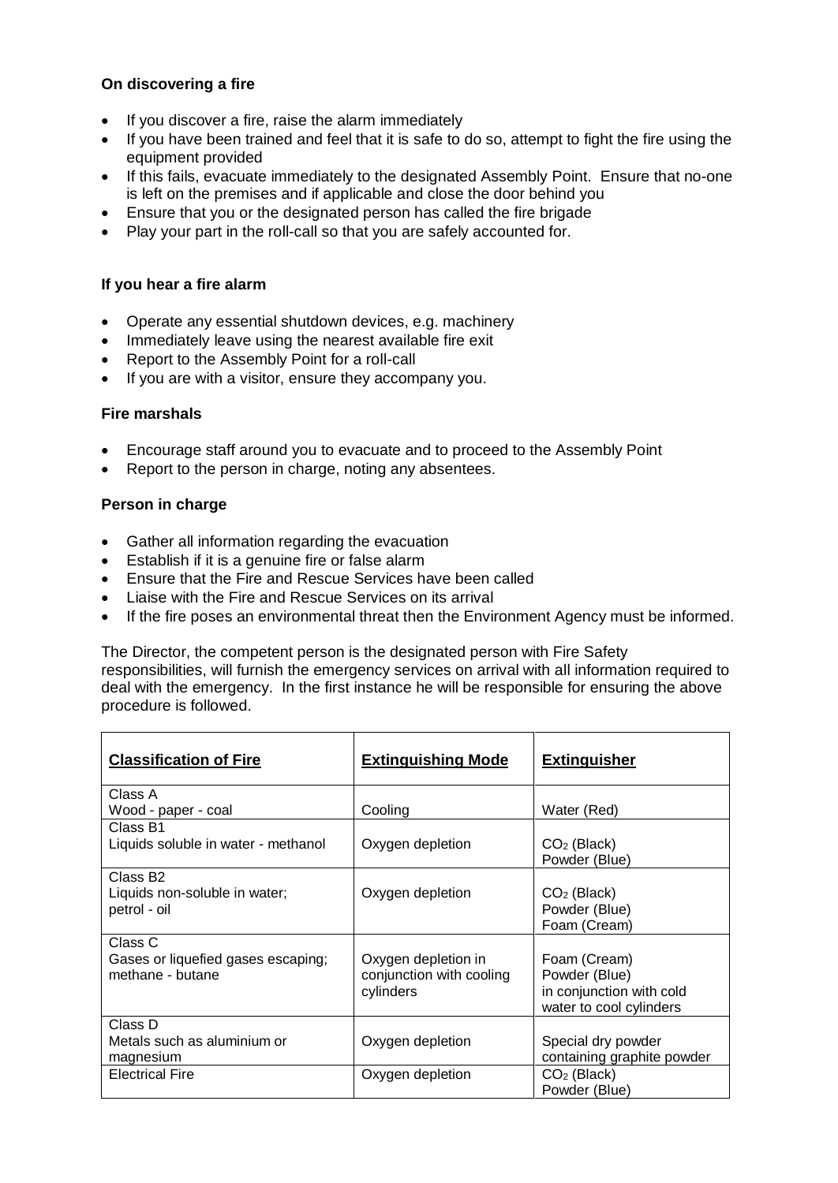**On discovering a fire**

- If you discover a fire, raise the alarm immediately
- If you have been trained and feel that it is safe to do so, attempt to fight the fire using the equipment provided
- If this fails, evacuate immediately to the designated Assembly Point. Ensure that no-one is left on the premises and if applicable and close the door behind you
- Ensure that you or the designated person has called the fire brigade
- Play your part in the roll-call so that you are safely accounted for.

**If you hear a fire alarm**

- Operate any essential shutdown devices, e.g. machinery
- Immediately leave using the nearest available fire exit
- Report to the Assembly Point for a roll-call
- If you are with a visitor, ensure they accompany you.

**Fire marshals**

- Encourage staff around you to evacuate and to proceed to the Assembly Point
- Report to the person in charge, noting any absentees.

**Person in charge**

- Gather all information regarding the evacuation
- Establish if it is a genuine fire or false alarm
- Ensure that the Fire and Rescue Services have been called
- Liaise with the Fire and Rescue Services on its arrival
- If the fire poses an environmental threat then the Environment Agency must be informed.

The Director, the competent person is the designated person with Fire Safety responsibilities, will furnish the emergency services on arrival with all information required to deal with the emergency. In the first instance he will be responsible for ensuring the above procedure is followed.

| **Classification of Fire** | **Extinguishing Mode** | **Extinguisher** |
|---|---|---|
| Class A<br>Wood - paper - coal | Cooling | Water (Red) |
| Class B1<br>Liquids soluble in water - methanol | Oxygen depletion | $CO_2$ (Black)<br>Powder (Blue) |
| Class B2<br>Liquids non-soluble in water;<br>petrol - oil | Oxygen depletion | $CO_2$ (Black)<br>Powder (Blue)<br>Foam (Cream) |
| Class C<br>Gases or liquefied gases escaping;<br>methane - butane | Oxygen depletion in conjunction with cooling cylinders | Foam (Cream)<br>Powder (Blue)<br>in conjunction with cold water to cool cylinders |
| Class D<br>Metals such as aluminium or magnesium | Oxygen depletion | Special dry powder containing graphite powder |
| Electrical Fire | Oxygen depletion | $CO_2$ (Black)<br>Powder (Blue) |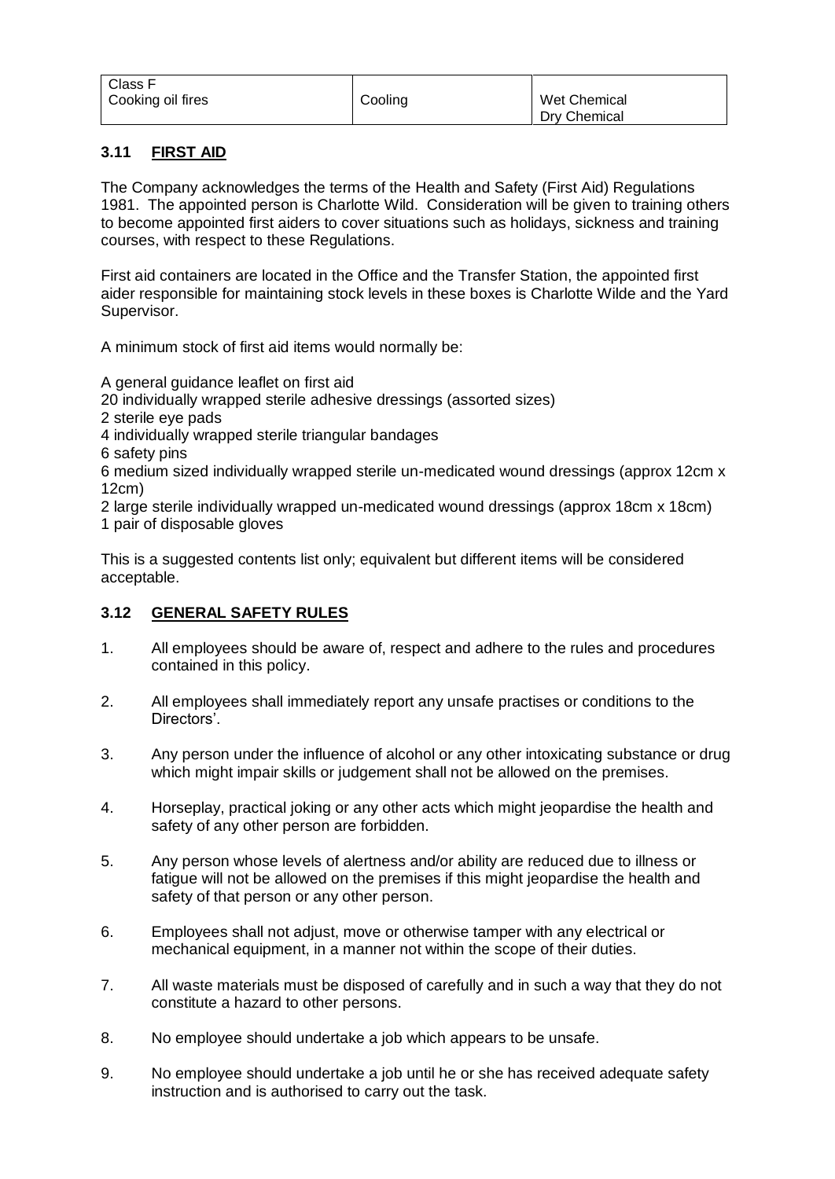| Class F<br>Cooking oil fires | Cooling | Wet Chemical<br>Dry Chemical |
|---|---|---|

### 3.11 FIRST AID

The Company acknowledges the terms of the Health and Safety (First Aid) Regulations 1981. The appointed person is Charlotte Wild. Consideration will be given to training others to become appointed first aiders to cover situations such as holidays, sickness and training courses, with respect to these Regulations.

First aid containers are located in the Office and the Transfer Station, the appointed first aider responsible for maintaining stock levels in these boxes is Charlotte Wilde and the Yard Supervisor.

A minimum stock of first aid items would normally be:

A general guidance leaflet on first aid
20 individually wrapped sterile adhesive dressings (assorted sizes)
2 sterile eye pads
4 individually wrapped sterile triangular bandages
6 safety pins
6 medium sized individually wrapped sterile un-medicated wound dressings (approx 12cm x 12cm)
2 large sterile individually wrapped un-medicated wound dressings (approx 18cm x 18cm)
1 pair of disposable gloves

This is a suggested contents list only; equivalent but different items will be considered acceptable.

### 3.12 GENERAL SAFETY RULES

1. All employees should be aware of, respect and adhere to the rules and procedures contained in this policy.

2. All employees shall immediately report any unsafe practises or conditions to the Directors'.

3. Any person under the influence of alcohol or any other intoxicating substance or drug which might impair skills or judgement shall not be allowed on the premises.

4. Horseplay, practical joking or any other acts which might jeopardise the health and safety of any other person are forbidden.

5. Any person whose levels of alertness and/or ability are reduced due to illness or fatigue will not be allowed on the premises if this might jeopardise the health and safety of that person or any other person.

6. Employees shall not adjust, move or otherwise tamper with any electrical or mechanical equipment, in a manner not within the scope of their duties.

7. All waste materials must be disposed of carefully and in such a way that they do not constitute a hazard to other persons.

8. No employee should undertake a job which appears to be unsafe.

9. No employee should undertake a job until he or she has received adequate safety instruction and is authorised to carry out the task.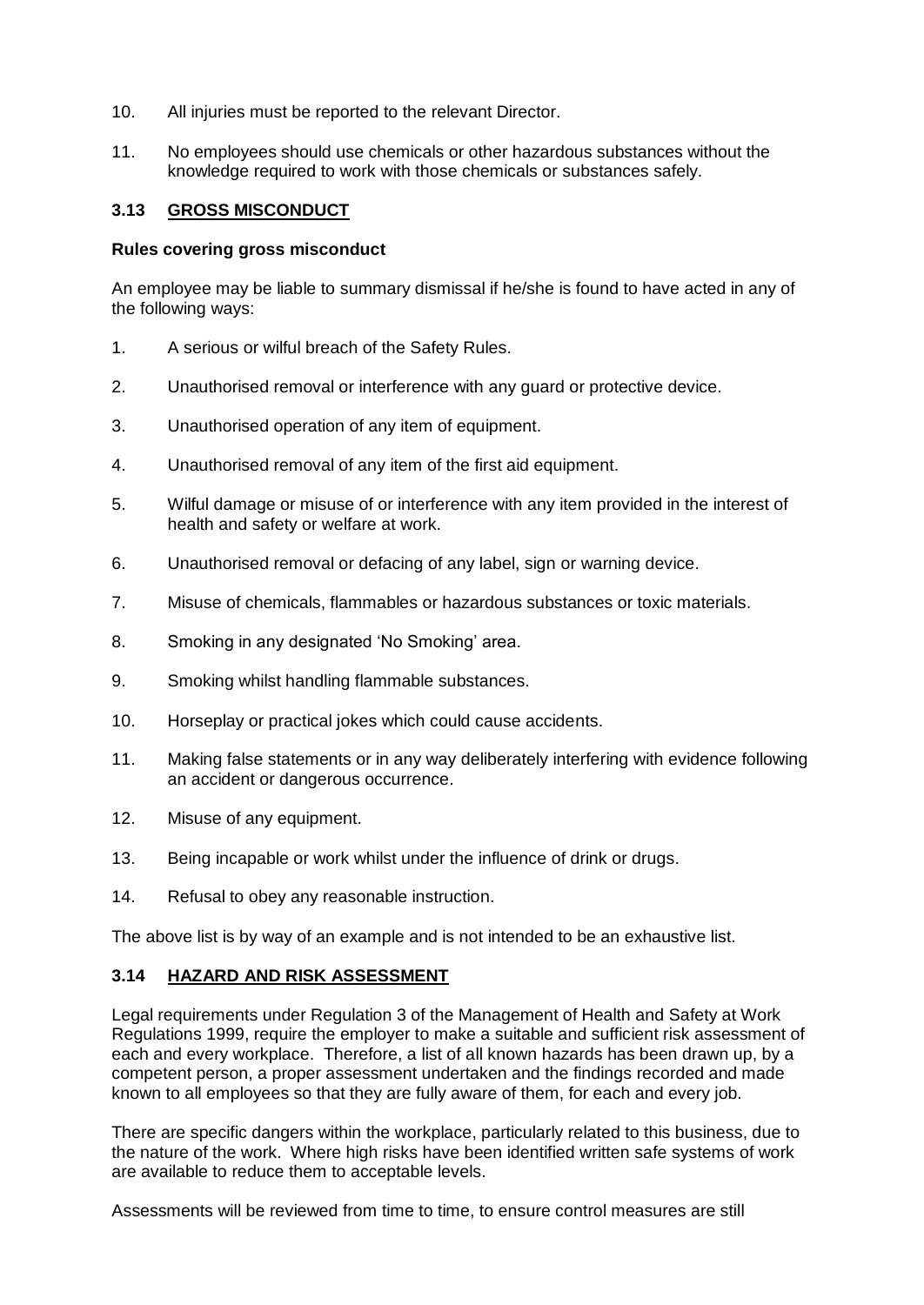10. All injuries must be reported to the relevant Director.

11. No employees should use chemicals or other hazardous substances without the knowledge required to work with those chemicals or substances safely.

### 3.13 GROSS MISCONDUCT

**Rules covering gross misconduct**

An employee may be liable to summary dismissal if he/she is found to have acted in any of the following ways:

1. A serious or wilful breach of the Safety Rules.

2. Unauthorised removal or interference with any guard or protective device.

3. Unauthorised operation of any item of equipment.

4. Unauthorised removal of any item of the first aid equipment.

5. Wilful damage or misuse of or interference with any item provided in the interest of health and safety or welfare at work.

6. Unauthorised removal or defacing of any label, sign or warning device.

7. Misuse of chemicals, flammables or hazardous substances or toxic materials.

8. Smoking in any designated 'No Smoking' area.

9. Smoking whilst handling flammable substances.

10. Horseplay or practical jokes which could cause accidents.

11. Making false statements or in any way deliberately interfering with evidence following an accident or dangerous occurrence.

12. Misuse of any equipment.

13. Being incapable or work whilst under the influence of drink or drugs.

14. Refusal to obey any reasonable instruction.

The above list is by way of an example and is not intended to be an exhaustive list.

### 3.14 HAZARD AND RISK ASSESSMENT

Legal requirements under Regulation 3 of the Management of Health and Safety at Work Regulations 1999, require the employer to make a suitable and sufficient risk assessment of each and every workplace. Therefore, a list of all known hazards has been drawn up, by a competent person, a proper assessment undertaken and the findings recorded and made known to all employees so that they are fully aware of them, for each and every job.

There are specific dangers within the workplace, particularly related to this business, due to the nature of the work. Where high risks have been identified written safe systems of work are available to reduce them to acceptable levels.

Assessments will be reviewed from time to time, to ensure control measures are still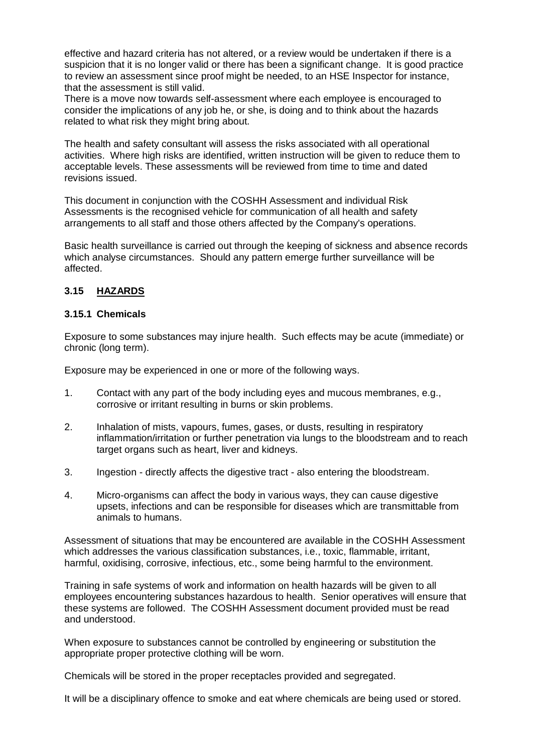effective and hazard criteria has not altered, or a review would be undertaken if there is a suspicion that it is no longer valid or there has been a significant change. It is good practice to review an assessment since proof might be needed, to an HSE Inspector for instance, that the assessment is still valid.
There is a move now towards self-assessment where each employee is encouraged to consider the implications of any job he, or she, is doing and to think about the hazards related to what risk they might bring about.

The health and safety consultant will assess the risks associated with all operational activities. Where high risks are identified, written instruction will be given to reduce them to acceptable levels. These assessments will be reviewed from time to time and dated revisions issued.

This document in conjunction with the COSHH Assessment and individual Risk Assessments is the recognised vehicle for communication of all health and safety arrangements to all staff and those others affected by the Company's operations.

Basic health surveillance is carried out through the keeping of sickness and absence records which analyse circumstances. Should any pattern emerge further surveillance will be affected.

## 3.15 HAZARDS

### 3.15.1 Chemicals

Exposure to some substances may injure health. Such effects may be acute (immediate) or chronic (long term).

Exposure may be experienced in one or more of the following ways.

1. Contact with any part of the body including eyes and mucous membranes, e.g., corrosive or irritant resulting in burns or skin problems.
2. Inhalation of mists, vapours, fumes, gases, or dusts, resulting in respiratory inflammation/irritation or further penetration via lungs to the bloodstream and to reach target organs such as heart, liver and kidneys.
3. Ingestion - directly affects the digestive tract - also entering the bloodstream.
4. Micro-organisms can affect the body in various ways, they can cause digestive upsets, infections and can be responsible for diseases which are transmittable from animals to humans.

Assessment of situations that may be encountered are available in the COSHH Assessment which addresses the various classification substances, i.e., toxic, flammable, irritant, harmful, oxidising, corrosive, infectious, etc., some being harmful to the environment.

Training in safe systems of work and information on health hazards will be given to all employees encountering substances hazardous to health. Senior operatives will ensure that these systems are followed. The COSHH Assessment document provided must be read and understood.

When exposure to substances cannot be controlled by engineering or substitution the appropriate proper protective clothing will be worn.

Chemicals will be stored in the proper receptacles provided and segregated.

It will be a disciplinary offence to smoke and eat where chemicals are being used or stored.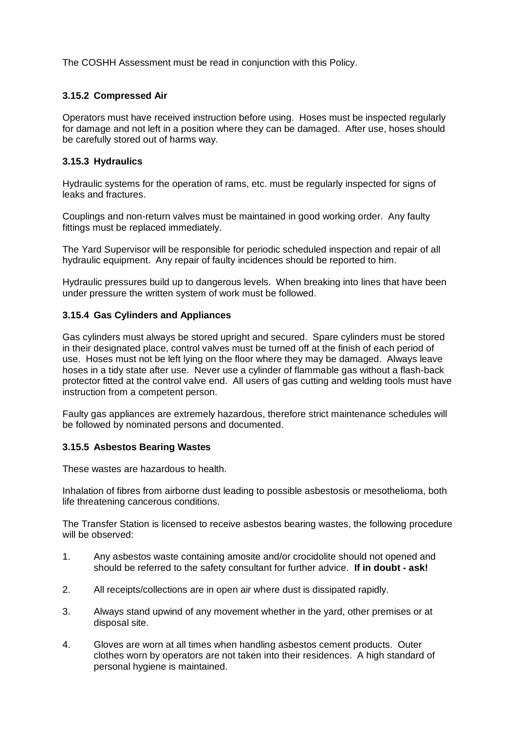The COSHH Assessment must be read in conjunction with this Policy.

### 3.15.2 Compressed Air

Operators must have received instruction before using. Hoses must be inspected regularly for damage and not left in a position where they can be damaged. After use, hoses should be carefully stored out of harms way.

### 3.15.3 Hydraulics

Hydraulic systems for the operation of rams, etc. must be regularly inspected for signs of leaks and fractures.

Couplings and non-return valves must be maintained in good working order. Any faulty fittings must be replaced immediately.

The Yard Supervisor will be responsible for periodic scheduled inspection and repair of all hydraulic equipment. Any repair of faulty incidences should be reported to him.

Hydraulic pressures build up to dangerous levels. When breaking into lines that have been under pressure the written system of work must be followed.

### 3.15.4 Gas Cylinders and Appliances

Gas cylinders must always be stored upright and secured. Spare cylinders must be stored in their designated place, control valves must be turned off at the finish of each period of use. Hoses must not be left lying on the floor where they may be damaged. Always leave hoses in a tidy state after use. Never use a cylinder of flammable gas without a flash-back protector fitted at the control valve end. All users of gas cutting and welding tools must have instruction from a competent person.

Faulty gas appliances are extremely hazardous, therefore strict maintenance schedules will be followed by nominated persons and documented.

### 3.15.5 Asbestos Bearing Wastes

These wastes are hazardous to health.

Inhalation of fibres from airborne dust leading to possible asbestosis or mesothelioma, both life threatening cancerous conditions.

The Transfer Station is licensed to receive asbestos bearing wastes, the following procedure will be observed:

1. Any asbestos waste containing amosite and/or crocidolite should not opened and should be referred to the safety consultant for further advice. **If in doubt - ask!**

2. All receipts/collections are in open air where dust is dissipated rapidly.

3. Always stand upwind of any movement whether in the yard, other premises or at disposal site.

4. Gloves are worn at all times when handling asbestos cement products. Outer clothes worn by operators are not taken into their residences. A high standard of personal hygiene is maintained.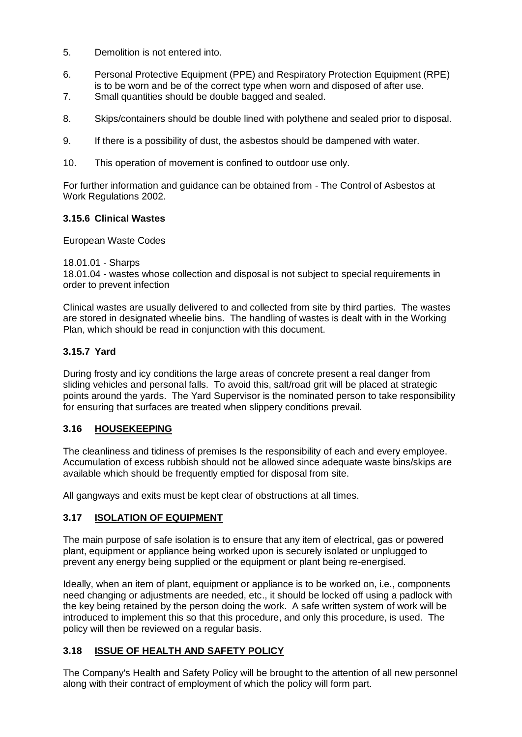5. Demolition is not entered into.

6. Personal Protective Equipment (PPE) and Respiratory Protection Equipment (RPE) is to be worn and be of the correct type when worn and disposed of after use.
7. Small quantities should be double bagged and sealed.

8. Skips/containers should be double lined with polythene and sealed prior to disposal.

9. If there is a possibility of dust, the asbestos should be dampened with water.

10. This operation of movement is confined to outdoor use only.

For further information and guidance can be obtained from - The Control of Asbestos at Work Regulations 2002.

#### 3.15.6 Clinical Wastes

European Waste Codes

18.01.01 - Sharps
18.01.04 - wastes whose collection and disposal is not subject to special requirements in order to prevent infection

Clinical wastes are usually delivered to and collected from site by third parties. The wastes are stored in designated wheelie bins. The handling of wastes is dealt with in the Working Plan, which should be read in conjunction with this document.

#### 3.15.7 Yard

During frosty and icy conditions the large areas of concrete present a real danger from sliding vehicles and personal falls. To avoid this, salt/road grit will be placed at strategic points around the yards. The Yard Supervisor is the nominated person to take responsibility for ensuring that surfaces are treated when slippery conditions prevail.

### 3.16 HOUSEKEEPING

The cleanliness and tidiness of premises Is the responsibility of each and every employee. Accumulation of excess rubbish should not be allowed since adequate waste bins/skips are available which should be frequently emptied for disposal from site.

All gangways and exits must be kept clear of obstructions at all times.

### 3.17 ISOLATION OF EQUIPMENT

The main purpose of safe isolation is to ensure that any item of electrical, gas or powered plant, equipment or appliance being worked upon is securely isolated or unplugged to prevent any energy being supplied or the equipment or plant being re-energised.

Ideally, when an item of plant, equipment or appliance is to be worked on, i.e., components need changing or adjustments are needed, etc., it should be locked off using a padlock with the key being retained by the person doing the work. A safe written system of work will be introduced to implement this so that this procedure, and only this procedure, is used. The policy will then be reviewed on a regular basis.

### 3.18 ISSUE OF HEALTH AND SAFETY POLICY

The Company's Health and Safety Policy will be brought to the attention of all new personnel along with their contract of employment of which the policy will form part.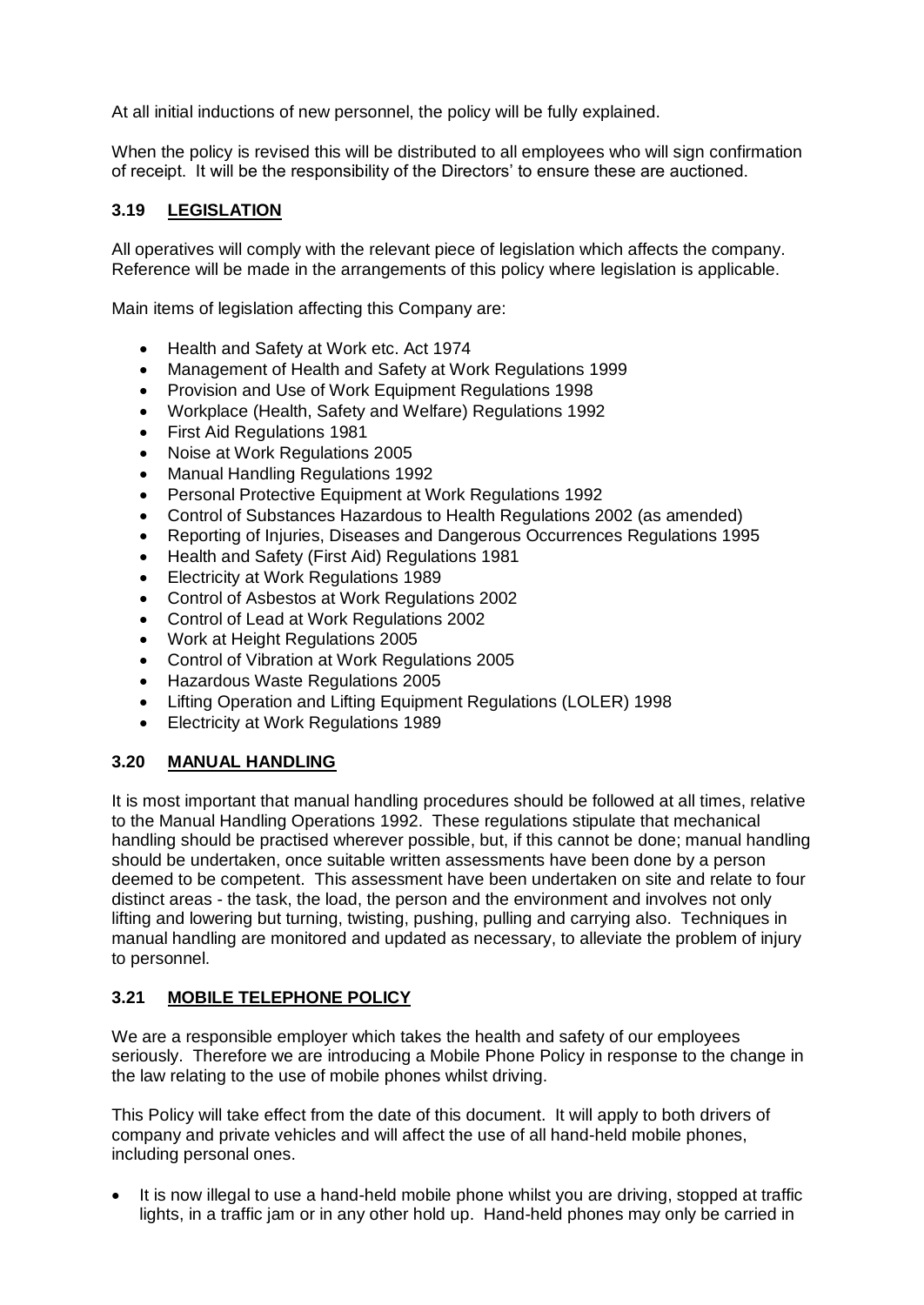At all initial inductions of new personnel, the policy will be fully explained.

When the policy is revised this will be distributed to all employees who will sign confirmation of receipt. It will be the responsibility of the Directors' to ensure these are auctioned.

### 3.19 LEGISLATION

All operatives will comply with the relevant piece of legislation which affects the company. Reference will be made in the arrangements of this policy where legislation is applicable.

Main items of legislation affecting this Company are:

- Health and Safety at Work etc. Act 1974
- Management of Health and Safety at Work Regulations 1999
- Provision and Use of Work Equipment Regulations 1998
- Workplace (Health, Safety and Welfare) Regulations 1992
- First Aid Regulations 1981
- Noise at Work Regulations 2005
- Manual Handling Regulations 1992
- Personal Protective Equipment at Work Regulations 1992
- Control of Substances Hazardous to Health Regulations 2002 (as amended)
- Reporting of Injuries, Diseases and Dangerous Occurrences Regulations 1995
- Health and Safety (First Aid) Regulations 1981
- Electricity at Work Regulations 1989
- Control of Asbestos at Work Regulations 2002
- Control of Lead at Work Regulations 2002
- Work at Height Regulations 2005
- Control of Vibration at Work Regulations 2005
- Hazardous Waste Regulations 2005
- Lifting Operation and Lifting Equipment Regulations (LOLER) 1998
- Electricity at Work Regulations 1989

### 3.20 MANUAL HANDLING

It is most important that manual handling procedures should be followed at all times, relative to the Manual Handling Operations 1992. These regulations stipulate that mechanical handling should be practised wherever possible, but, if this cannot be done; manual handling should be undertaken, once suitable written assessments have been done by a person deemed to be competent. This assessment have been undertaken on site and relate to four distinct areas - the task, the load, the person and the environment and involves not only lifting and lowering but turning, twisting, pushing, pulling and carrying also. Techniques in manual handling are monitored and updated as necessary, to alleviate the problem of injury to personnel.

### 3.21 MOBILE TELEPHONE POLICY

We are a responsible employer which takes the health and safety of our employees seriously. Therefore we are introducing a Mobile Phone Policy in response to the change in the law relating to the use of mobile phones whilst driving.

This Policy will take effect from the date of this document. It will apply to both drivers of company and private vehicles and will affect the use of all hand-held mobile phones, including personal ones.

- It is now illegal to use a hand-held mobile phone whilst you are driving, stopped at traffic lights, in a traffic jam or in any other hold up. Hand-held phones may only be carried in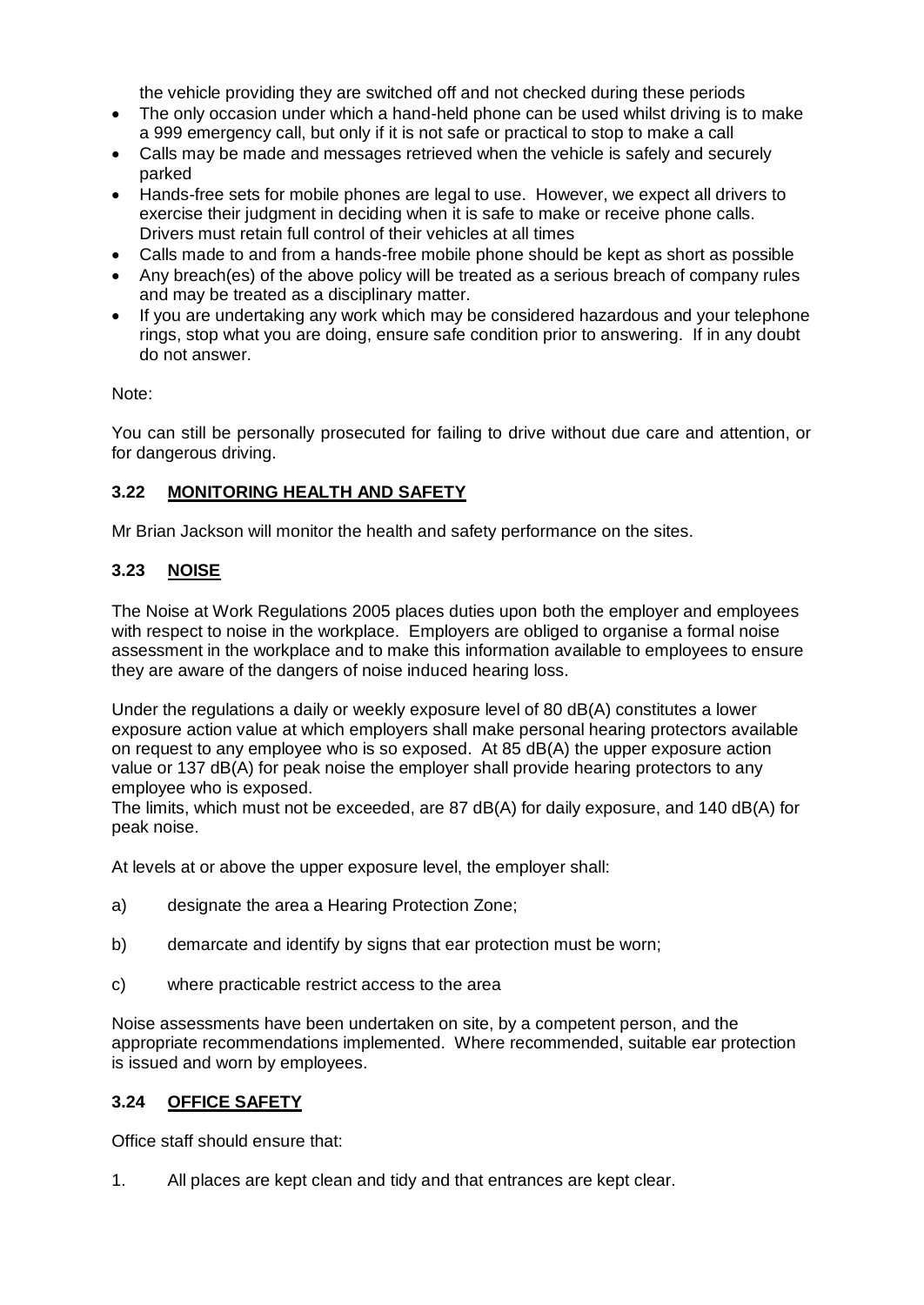the vehicle providing they are switched off and not checked during these periods

- The only occasion under which a hand-held phone can be used whilst driving is to make a 999 emergency call, but only if it is not safe or practical to stop to make a call
- Calls may be made and messages retrieved when the vehicle is safely and securely parked
- Hands-free sets for mobile phones are legal to use. However, we expect all drivers to exercise their judgment in deciding when it is safe to make or receive phone calls. Drivers must retain full control of their vehicles at all times
- Calls made to and from a hands-free mobile phone should be kept as short as possible
- Any breach(es) of the above policy will be treated as a serious breach of company rules and may be treated as a disciplinary matter.
- If you are undertaking any work which may be considered hazardous and your telephone rings, stop what you are doing, ensure safe condition prior to answering. If in any doubt do not answer.

Note:

You can still be personally prosecuted for failing to drive without due care and attention, or for dangerous driving.

### 3.22 MONITORING HEALTH AND SAFETY

Mr Brian Jackson will monitor the health and safety performance on the sites.

### 3.23 NOISE

The Noise at Work Regulations 2005 places duties upon both the employer and employees with respect to noise in the workplace. Employers are obliged to organise a formal noise assessment in the workplace and to make this information available to employees to ensure they are aware of the dangers of noise induced hearing loss.

Under the regulations a daily or weekly exposure level of 80 dB(A) constitutes a lower exposure action value at which employers shall make personal hearing protectors available on request to any employee who is so exposed. At 85 dB(A) the upper exposure action value or 137 dB(A) for peak noise the employer shall provide hearing protectors to any employee who is exposed.
The limits, which must not be exceeded, are 87 dB(A) for daily exposure, and 140 dB(A) for peak noise.

At levels at or above the upper exposure level, the employer shall:

a) designate the area a Hearing Protection Zone;

b) demarcate and identify by signs that ear protection must be worn;

c) where practicable restrict access to the area

Noise assessments have been undertaken on site, by a competent person, and the appropriate recommendations implemented. Where recommended, suitable ear protection is issued and worn by employees.

### 3.24 OFFICE SAFETY

Office staff should ensure that:

1. All places are kept clean and tidy and that entrances are kept clear.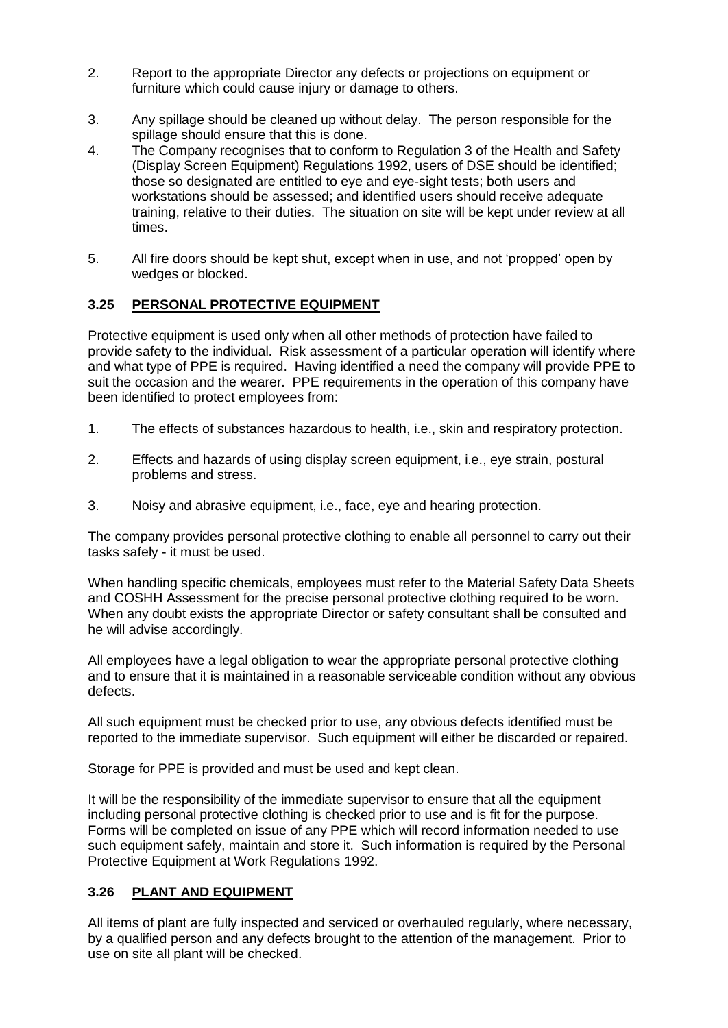2. Report to the appropriate Director any defects or projections on equipment or furniture which could cause injury or damage to others.

3. Any spillage should be cleaned up without delay. The person responsible for the spillage should ensure that this is done.

4. The Company recognises that to conform to Regulation 3 of the Health and Safety (Display Screen Equipment) Regulations 1992, users of DSE should be identified; those so designated are entitled to eye and eye-sight tests; both users and workstations should be assessed; and identified users should receive adequate training, relative to their duties. The situation on site will be kept under review at all times.

5. All fire doors should be kept shut, except when in use, and not 'propped' open by wedges or blocked.

### 3.25 PERSONAL PROTECTIVE EQUIPMENT

Protective equipment is used only when all other methods of protection have failed to provide safety to the individual. Risk assessment of a particular operation will identify where and what type of PPE is required. Having identified a need the company will provide PPE to suit the occasion and the wearer. PPE requirements in the operation of this company have been identified to protect employees from:

1. The effects of substances hazardous to health, i.e., skin and respiratory protection.

2. Effects and hazards of using display screen equipment, i.e., eye strain, postural problems and stress.

3. Noisy and abrasive equipment, i.e., face, eye and hearing protection.

The company provides personal protective clothing to enable all personnel to carry out their tasks safely - it must be used.

When handling specific chemicals, employees must refer to the Material Safety Data Sheets and COSHH Assessment for the precise personal protective clothing required to be worn. When any doubt exists the appropriate Director or safety consultant shall be consulted and he will advise accordingly.

All employees have a legal obligation to wear the appropriate personal protective clothing and to ensure that it is maintained in a reasonable serviceable condition without any obvious defects.

All such equipment must be checked prior to use, any obvious defects identified must be reported to the immediate supervisor. Such equipment will either be discarded or repaired.

Storage for PPE is provided and must be used and kept clean.

It will be the responsibility of the immediate supervisor to ensure that all the equipment including personal protective clothing is checked prior to use and is fit for the purpose. Forms will be completed on issue of any PPE which will record information needed to use such equipment safely, maintain and store it. Such information is required by the Personal Protective Equipment at Work Regulations 1992.

### 3.26 PLANT AND EQUIPMENT

All items of plant are fully inspected and serviced or overhauled regularly, where necessary, by a qualified person and any defects brought to the attention of the management. Prior to use on site all plant will be checked.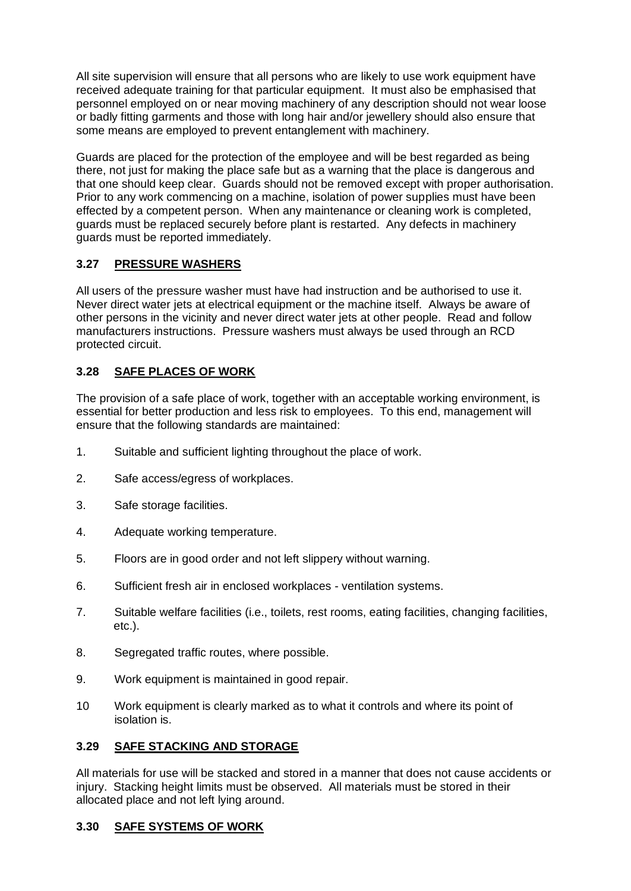All site supervision will ensure that all persons who are likely to use work equipment have received adequate training for that particular equipment. It must also be emphasised that personnel employed on or near moving machinery of any description should not wear loose or badly fitting garments and those with long hair and/or jewellery should also ensure that some means are employed to prevent entanglement with machinery.

Guards are placed for the protection of the employee and will be best regarded as being there, not just for making the place safe but as a warning that the place is dangerous and that one should keep clear. Guards should not be removed except with proper authorisation. Prior to any work commencing on a machine, isolation of power supplies must have been effected by a competent person. When any maintenance or cleaning work is completed, guards must be replaced securely before plant is restarted. Any defects in machinery guards must be reported immediately.

### 3.27 PRESSURE WASHERS

All users of the pressure washer must have had instruction and be authorised to use it. Never direct water jets at electrical equipment or the machine itself. Always be aware of other persons in the vicinity and never direct water jets at other people. Read and follow manufacturers instructions. Pressure washers must always be used through an RCD protected circuit.

### 3.28 SAFE PLACES OF WORK

The provision of a safe place of work, together with an acceptable working environment, is essential for better production and less risk to employees. To this end, management will ensure that the following standards are maintained:

1. Suitable and sufficient lighting throughout the place of work.
2. Safe access/egress of workplaces.
3. Safe storage facilities.
4. Adequate working temperature.
5. Floors are in good order and not left slippery without warning.
6. Sufficient fresh air in enclosed workplaces - ventilation systems.
7. Suitable welfare facilities (i.e., toilets, rest rooms, eating facilities, changing facilities, etc.).
8. Segregated traffic routes, where possible.
9. Work equipment is maintained in good repair.
10. Work equipment is clearly marked as to what it controls and where its point of isolation is.

### 3.29 SAFE STACKING AND STORAGE

All materials for use will be stacked and stored in a manner that does not cause accidents or injury. Stacking height limits must be observed. All materials must be stored in their allocated place and not left lying around.

### 3.30 SAFE SYSTEMS OF WORK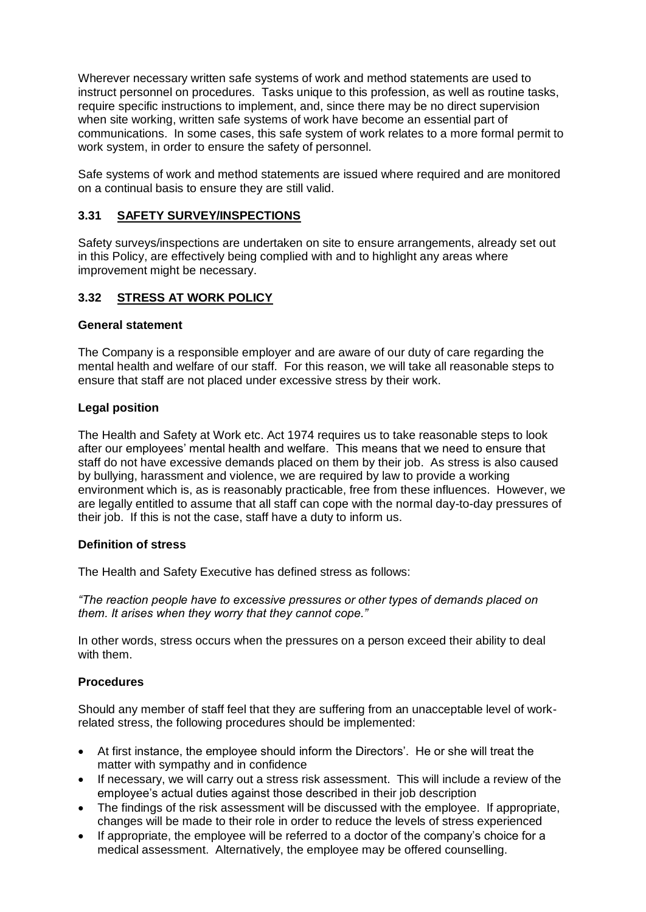Wherever necessary written safe systems of work and method statements are used to instruct personnel on procedures. Tasks unique to this profession, as well as routine tasks, require specific instructions to implement, and, since there may be no direct supervision when site working, written safe systems of work have become an essential part of communications. In some cases, this safe system of work relates to a more formal permit to work system, in order to ensure the safety of personnel.

Safe systems of work and method statements are issued where required and are monitored on a continual basis to ensure they are still valid.

### 3.31 SAFETY SURVEY/INSPECTIONS

Safety surveys/inspections are undertaken on site to ensure arrangements, already set out in this Policy, are effectively being complied with and to highlight any areas where improvement might be necessary.

### 3.32 STRESS AT WORK POLICY

**General statement**

The Company is a responsible employer and are aware of our duty of care regarding the mental health and welfare of our staff. For this reason, we will take all reasonable steps to ensure that staff are not placed under excessive stress by their work.

**Legal position**

The Health and Safety at Work etc. Act 1974 requires us to take reasonable steps to look after our employees' mental health and welfare. This means that we need to ensure that staff do not have excessive demands placed on them by their job. As stress is also caused by bullying, harassment and violence, we are required by law to provide a working environment which is, as is reasonably practicable, free from these influences. However, we are legally entitled to assume that all staff can cope with the normal day-to-day pressures of their job. If this is not the case, staff have a duty to inform us.

**Definition of stress**

The Health and Safety Executive has defined stress as follows:

*"The reaction people have to excessive pressures or other types of demands placed on them. It arises when they worry that they cannot cope."*

In other words, stress occurs when the pressures on a person exceed their ability to deal with them.

**Procedures**

Should any member of staff feel that they are suffering from an unacceptable level of work-related stress, the following procedures should be implemented:

- At first instance, the employee should inform the Directors'. He or she will treat the matter with sympathy and in confidence
- If necessary, we will carry out a stress risk assessment. This will include a review of the employee's actual duties against those described in their job description
- The findings of the risk assessment will be discussed with the employee. If appropriate, changes will be made to their role in order to reduce the levels of stress experienced
- If appropriate, the employee will be referred to a doctor of the company's choice for a medical assessment. Alternatively, the employee may be offered counselling.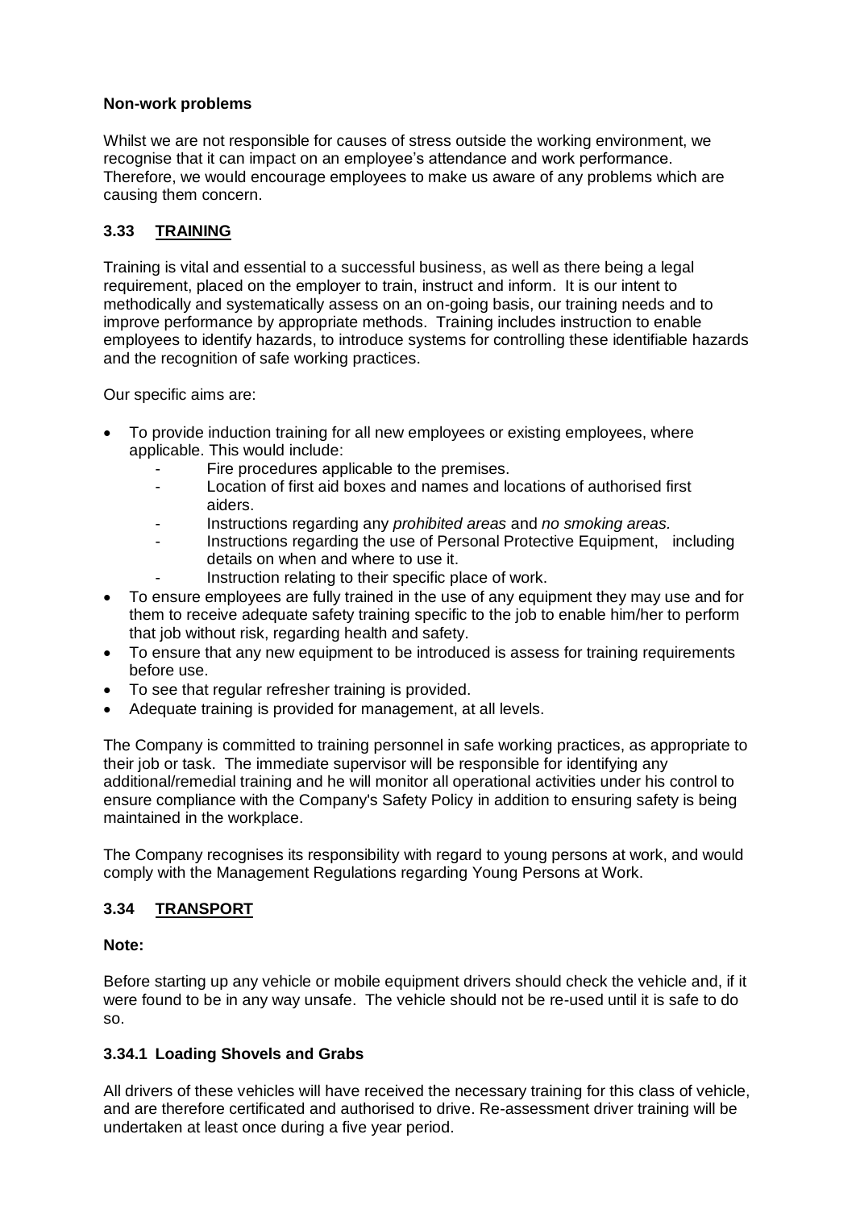**Non-work problems**

Whilst we are not responsible for causes of stress outside the working environment, we recognise that it can impact on an employee's attendance and work performance. Therefore, we would encourage employees to make us aware of any problems which are causing them concern.

## 3.33 TRAINING

Training is vital and essential to a successful business, as well as there being a legal requirement, placed on the employer to train, instruct and inform. It is our intent to methodically and systematically assess on an on-going basis, our training needs and to improve performance by appropriate methods. Training includes instruction to enable employees to identify hazards, to introduce systems for controlling these identifiable hazards and the recognition of safe working practices.

Our specific aims are:

- To provide induction training for all new employees or existing employees, where applicable. This would include:
    - Fire procedures applicable to the premises.
    - Location of first aid boxes and names and locations of authorised first aiders.
    - Instructions regarding any *prohibited areas* and *no smoking areas.*
    - Instructions regarding the use of Personal Protective Equipment, including details on when and where to use it.
    - Instruction relating to their specific place of work.
- To ensure employees are fully trained in the use of any equipment they may use and for them to receive adequate safety training specific to the job to enable him/her to perform that job without risk, regarding health and safety.
- To ensure that any new equipment to be introduced is assess for training requirements before use.
- To see that regular refresher training is provided.
- Adequate training is provided for management, at all levels.

The Company is committed to training personnel in safe working practices, as appropriate to their job or task. The immediate supervisor will be responsible for identifying any additional/remedial training and he will monitor all operational activities under his control to ensure compliance with the Company's Safety Policy in addition to ensuring safety is being maintained in the workplace.

The Company recognises its responsibility with regard to young persons at work, and would comply with the Management Regulations regarding Young Persons at Work.

## 3.34 TRANSPORT

**Note:**

Before starting up any vehicle or mobile equipment drivers should check the vehicle and, if it were found to be in any way unsafe. The vehicle should not be re-used until it is safe to do so.

### 3.34.1 Loading Shovels and Grabs

All drivers of these vehicles will have received the necessary training for this class of vehicle, and are therefore certificated and authorised to drive. Re-assessment driver training will be undertaken at least once during a five year period.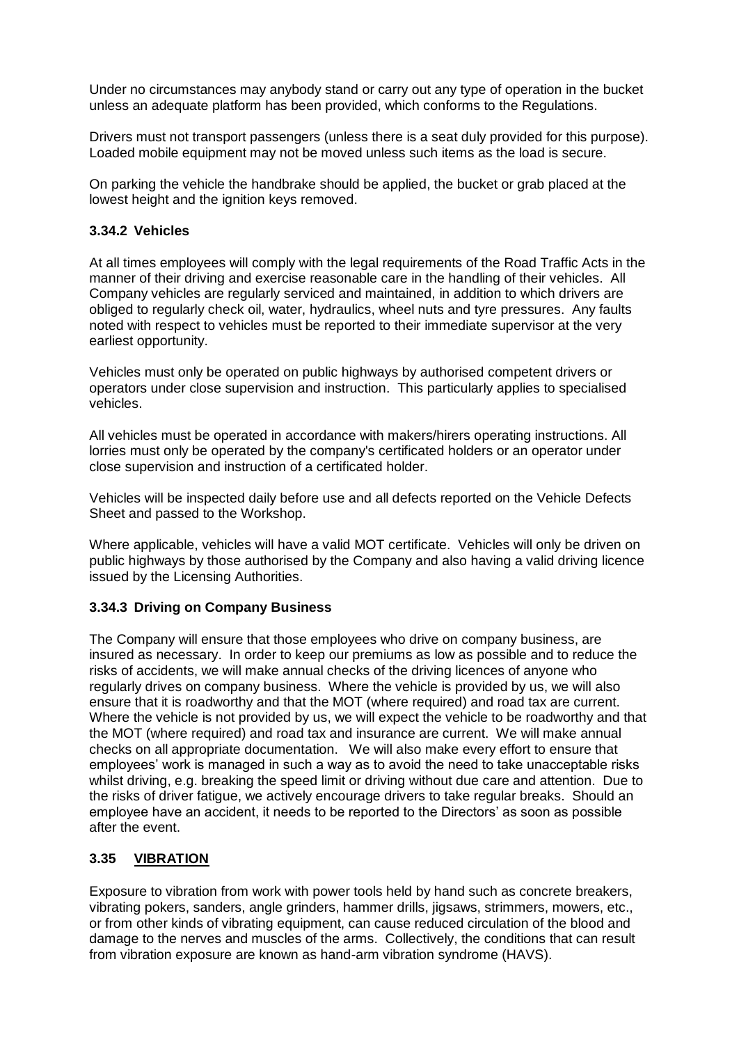Under no circumstances may anybody stand or carry out any type of operation in the bucket unless an adequate platform has been provided, which conforms to the Regulations.

Drivers must not transport passengers (unless there is a seat duly provided for this purpose). Loaded mobile equipment may not be moved unless such items as the load is secure.

On parking the vehicle the handbrake should be applied, the bucket or grab placed at the lowest height and the ignition keys removed.

### 3.34.2 Vehicles

At all times employees will comply with the legal requirements of the Road Traffic Acts in the manner of their driving and exercise reasonable care in the handling of their vehicles. All Company vehicles are regularly serviced and maintained, in addition to which drivers are obliged to regularly check oil, water, hydraulics, wheel nuts and tyre pressures. Any faults noted with respect to vehicles must be reported to their immediate supervisor at the very earliest opportunity.

Vehicles must only be operated on public highways by authorised competent drivers or operators under close supervision and instruction. This particularly applies to specialised vehicles.

All vehicles must be operated in accordance with makers/hirers operating instructions. All lorries must only be operated by the company's certificated holders or an operator under close supervision and instruction of a certificated holder.

Vehicles will be inspected daily before use and all defects reported on the Vehicle Defects Sheet and passed to the Workshop.

Where applicable, vehicles will have a valid MOT certificate. Vehicles will only be driven on public highways by those authorised by the Company and also having a valid driving licence issued by the Licensing Authorities.

### 3.34.3 Driving on Company Business

The Company will ensure that those employees who drive on company business, are insured as necessary. In order to keep our premiums as low as possible and to reduce the risks of accidents, we will make annual checks of the driving licences of anyone who regularly drives on company business. Where the vehicle is provided by us, we will also ensure that it is roadworthy and that the MOT (where required) and road tax are current. Where the vehicle is not provided by us, we will expect the vehicle to be roadworthy and that the MOT (where required) and road tax and insurance are current. We will make annual checks on all appropriate documentation. We will also make every effort to ensure that employees' work is managed in such a way as to avoid the need to take unacceptable risks whilst driving, e.g. breaking the speed limit or driving without due care and attention. Due to the risks of driver fatigue, we actively encourage drivers to take regular breaks. Should an employee have an accident, it needs to be reported to the Directors' as soon as possible after the event.

## 3.35 VIBRATION

Exposure to vibration from work with power tools held by hand such as concrete breakers, vibrating pokers, sanders, angle grinders, hammer drills, jigsaws, strimmers, mowers, etc., or from other kinds of vibrating equipment, can cause reduced circulation of the blood and damage to the nerves and muscles of the arms. Collectively, the conditions that can result from vibration exposure are known as hand-arm vibration syndrome (HAVS).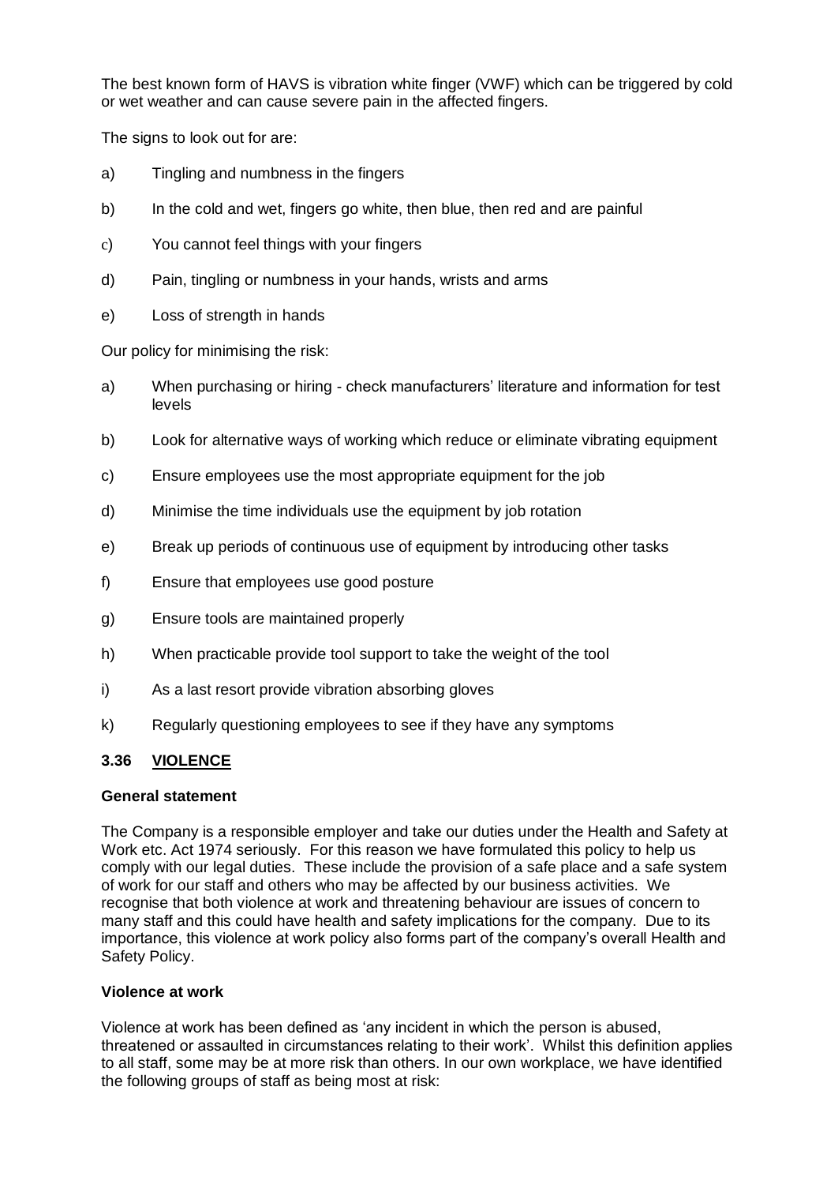The best known form of HAVS is vibration white finger (VWF) which can be triggered by cold or wet weather and can cause severe pain in the affected fingers.

The signs to look out for are:

a) Tingling and numbness in the fingers

b) In the cold and wet, fingers go white, then blue, then red and are painful

c) You cannot feel things with your fingers

d) Pain, tingling or numbness in your hands, wrists and arms

e) Loss of strength in hands

Our policy for minimising the risk:

a) When purchasing or hiring - check manufacturers' literature and information for test levels

b) Look for alternative ways of working which reduce or eliminate vibrating equipment

c) Ensure employees use the most appropriate equipment for the job

d) Minimise the time individuals use the equipment by job rotation

e) Break up periods of continuous use of equipment by introducing other tasks

f) Ensure that employees use good posture

g) Ensure tools are maintained properly

h) When practicable provide tool support to take the weight of the tool

i) As a last resort provide vibration absorbing gloves

k) Regularly questioning employees to see if they have any symptoms

### 3.36 VIOLENCE

**General statement**

The Company is a responsible employer and take our duties under the Health and Safety at Work etc. Act 1974 seriously. For this reason we have formulated this policy to help us comply with our legal duties. These include the provision of a safe place and a safe system of work for our staff and others who may be affected by our business activities. We recognise that both violence at work and threatening behaviour are issues of concern to many staff and this could have health and safety implications for the company. Due to its importance, this violence at work policy also forms part of the company's overall Health and Safety Policy.

**Violence at work**

Violence at work has been defined as 'any incident in which the person is abused, threatened or assaulted in circumstances relating to their work'. Whilst this definition applies to all staff, some may be at more risk than others. In our own workplace, we have identified the following groups of staff as being most at risk: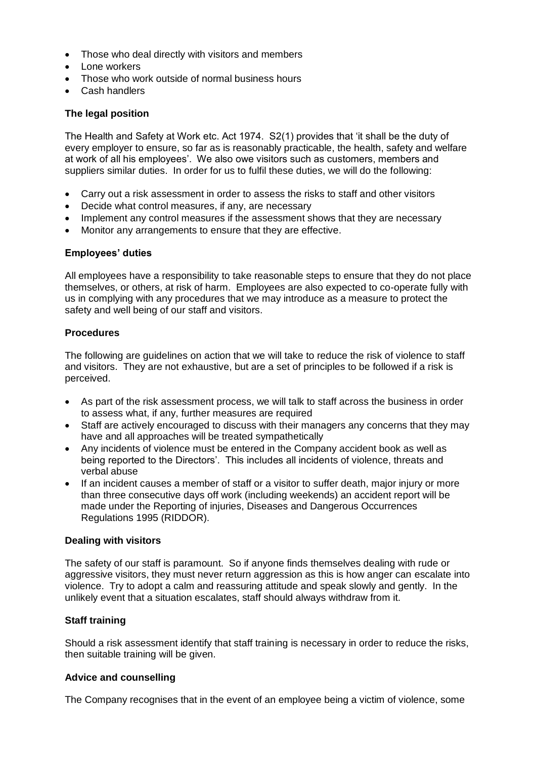- Those who deal directly with visitors and members
- Lone workers
- Those who work outside of normal business hours
- Cash handlers

**The legal position**

The Health and Safety at Work etc. Act 1974. S2(1) provides that 'it shall be the duty of every employer to ensure, so far as is reasonably practicable, the health, safety and welfare at work of all his employees'. We also owe visitors such as customers, members and suppliers similar duties. In order for us to fulfil these duties, we will do the following:

- Carry out a risk assessment in order to assess the risks to staff and other visitors
- Decide what control measures, if any, are necessary
- Implement any control measures if the assessment shows that they are necessary
- Monitor any arrangements to ensure that they are effective.

**Employees' duties**

All employees have a responsibility to take reasonable steps to ensure that they do not place themselves, or others, at risk of harm. Employees are also expected to co-operate fully with us in complying with any procedures that we may introduce as a measure to protect the safety and well being of our staff and visitors.

**Procedures**

The following are guidelines on action that we will take to reduce the risk of violence to staff and visitors. They are not exhaustive, but are a set of principles to be followed if a risk is perceived.

- As part of the risk assessment process, we will talk to staff across the business in order to assess what, if any, further measures are required
- Staff are actively encouraged to discuss with their managers any concerns that they may have and all approaches will be treated sympathetically
- Any incidents of violence must be entered in the Company accident book as well as being reported to the Directors'. This includes all incidents of violence, threats and verbal abuse
- If an incident causes a member of staff or a visitor to suffer death, major injury or more than three consecutive days off work (including weekends) an accident report will be made under the Reporting of injuries, Diseases and Dangerous Occurrences Regulations 1995 (RIDDOR).

**Dealing with visitors**

The safety of our staff is paramount. So if anyone finds themselves dealing with rude or aggressive visitors, they must never return aggression as this is how anger can escalate into violence. Try to adopt a calm and reassuring attitude and speak slowly and gently. In the unlikely event that a situation escalates, staff should always withdraw from it.

**Staff training**

Should a risk assessment identify that staff training is necessary in order to reduce the risks, then suitable training will be given.

**Advice and counselling**

The Company recognises that in the event of an employee being a victim of violence, some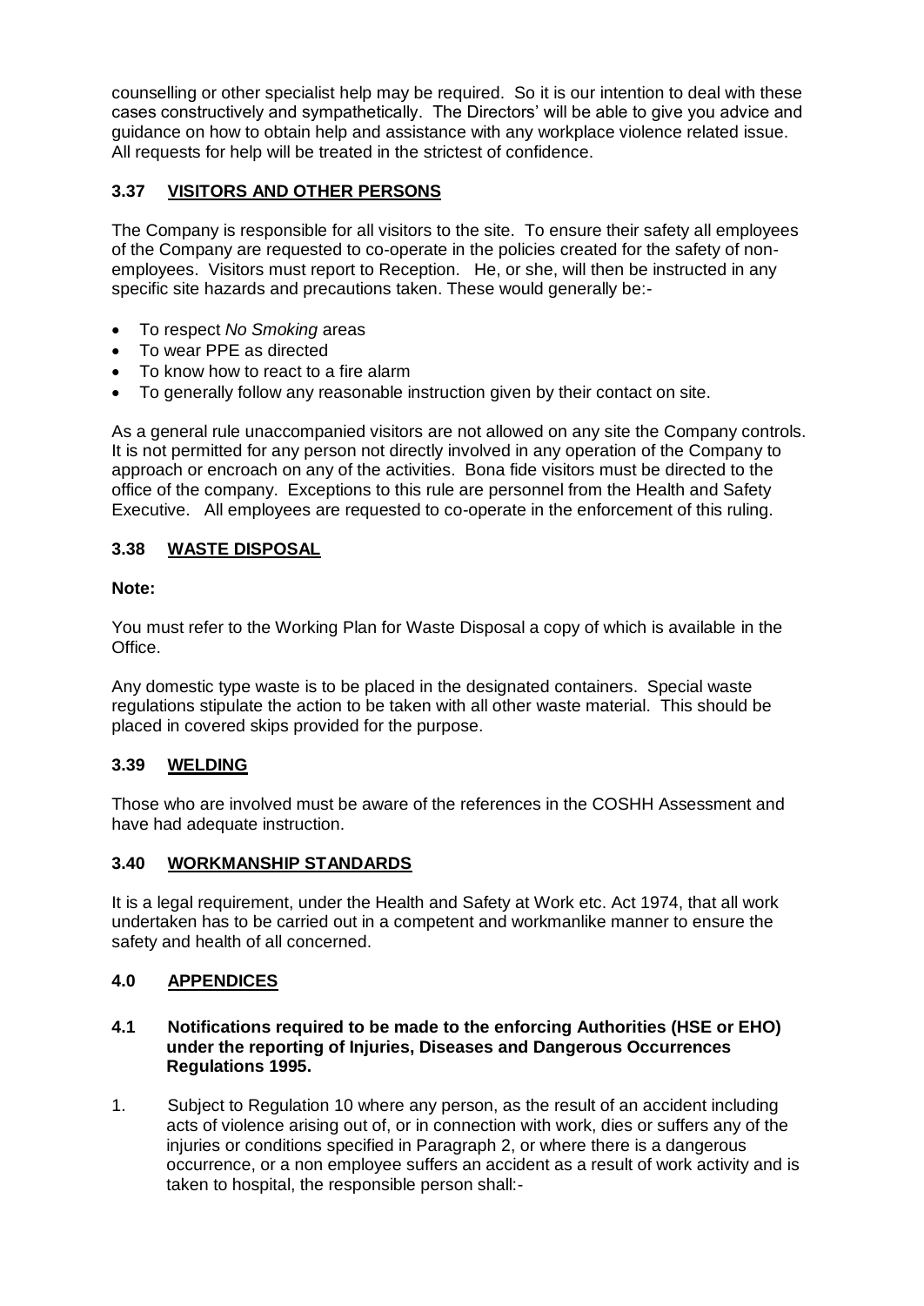counselling or other specialist help may be required. So it is our intention to deal with these cases constructively and sympathetically. The Directors' will be able to give you advice and guidance on how to obtain help and assistance with any workplace violence related issue. All requests for help will be treated in the strictest of confidence.

### 3.37 VISITORS AND OTHER PERSONS

The Company is responsible for all visitors to the site. To ensure their safety all employees of the Company are requested to co-operate in the policies created for the safety of non-employees. Visitors must report to Reception. He, or she, will then be instructed in any specific site hazards and precautions taken. These would generally be:-

- To respect *No Smoking* areas
- To wear PPE as directed
- To know how to react to a fire alarm
- To generally follow any reasonable instruction given by their contact on site.

As a general rule unaccompanied visitors are not allowed on any site the Company controls. It is not permitted for any person not directly involved in any operation of the Company to approach or encroach on any of the activities. Bona fide visitors must be directed to the office of the company. Exceptions to this rule are personnel from the Health and Safety Executive. All employees are requested to co-operate in the enforcement of this ruling.

### 3.38 WASTE DISPOSAL

**Note:**

You must refer to the Working Plan for Waste Disposal a copy of which is available in the Office.

Any domestic type waste is to be placed in the designated containers. Special waste regulations stipulate the action to be taken with all other waste material. This should be placed in covered skips provided for the purpose.

### 3.39 WELDING

Those who are involved must be aware of the references in the COSHH Assessment and have had adequate instruction.

### 3.40 WORKMANSHIP STANDARDS

It is a legal requirement, under the Health and Safety at Work etc. Act 1974, that all work undertaken has to be carried out in a competent and workmanlike manner to ensure the safety and health of all concerned.

## 4.0 APPENDICES

### 4.1 Notifications required to be made to the enforcing Authorities (HSE or EHO) under the reporting of Injuries, Diseases and Dangerous Occurrences Regulations 1995.

1. Subject to Regulation 10 where any person, as the result of an accident including acts of violence arising out of, or in connection with work, dies or suffers any of the injuries or conditions specified in Paragraph 2, or where there is a dangerous occurrence, or a non employee suffers an accident as a result of work activity and is taken to hospital, the responsible person shall:-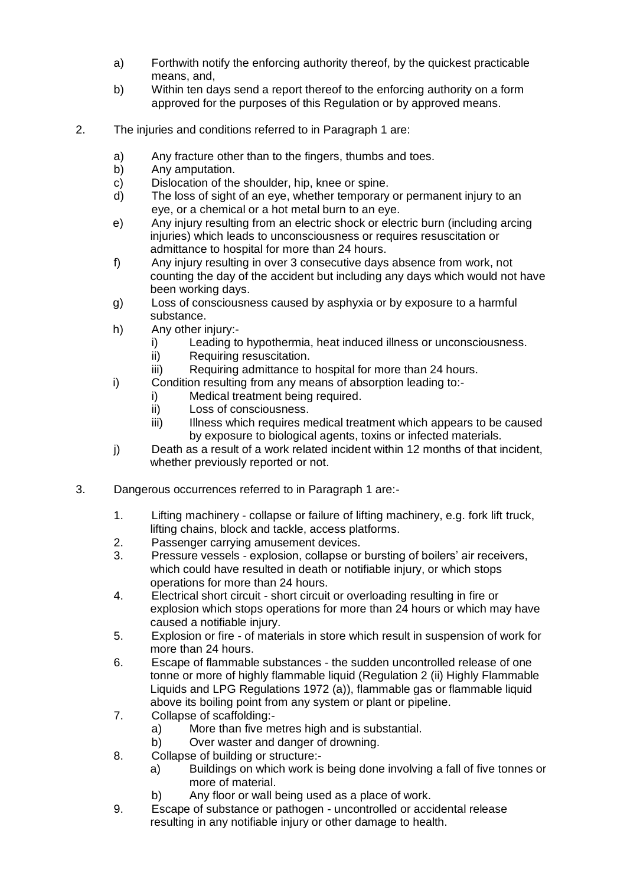a) Forthwith notify the enforcing authority thereof, by the quickest practicable means, and,
b) Within ten days send a report thereof to the enforcing authority on a form approved for the purposes of this Regulation or by approved means.

2. The injuries and conditions referred to in Paragraph 1 are:

   a) Any fracture other than to the fingers, thumbs and toes.
   b) Any amputation.
   c) Dislocation of the shoulder, hip, knee or spine.
   d) The loss of sight of an eye, whether temporary or permanent injury to an eye, or a chemical or a hot metal burn to an eye.
   e) Any injury resulting from an electric shock or electric burn (including arcing injuries) which leads to unconsciousness or requires resuscitation or admittance to hospital for more than 24 hours.
   f) Any injury resulting in over 3 consecutive days absence from work, not counting the day of the accident but including any days which would not have been working days.
   g) Loss of consciousness caused by asphyxia or by exposure to a harmful substance.
   h) Any other injury:-
      i) Leading to hypothermia, heat induced illness or unconsciousness.
      ii) Requiring resuscitation.
      iii) Requiring admittance to hospital for more than 24 hours.
   i) Condition resulting from any means of absorption leading to:-
      i) Medical treatment being required.
      ii) Loss of consciousness.
      iii) Illness which requires medical treatment which appears to be caused by exposure to biological agents, toxins or infected materials.
   j) Death as a result of a work related incident within 12 months of that incident, whether previously reported or not.

3. Dangerous occurrences referred to in Paragraph 1 are:-

   1. Lifting machinery - collapse or failure of lifting machinery, e.g. fork lift truck, lifting chains, block and tackle, access platforms.
   2. Passenger carrying amusement devices.
   3. Pressure vessels - explosion, collapse or bursting of boilers' air receivers, which could have resulted in death or notifiable injury, or which stops operations for more than 24 hours.
   4. Electrical short circuit - short circuit or overloading resulting in fire or explosion which stops operations for more than 24 hours or which may have caused a notifiable injury.
   5. Explosion or fire - of materials in store which result in suspension of work for more than 24 hours.
   6. Escape of flammable substances - the sudden uncontrolled release of one tonne or more of highly flammable liquid (Regulation 2 (ii) Highly Flammable Liquids and LPG Regulations 1972 (a)), flammable gas or flammable liquid above its boiling point from any system or plant or pipeline.
   7. Collapse of scaffolding:-
      a) More than five metres high and is substantial.
      b) Over waster and danger of drowning.
   8. Collapse of building or structure:-
      a) Buildings on which work is being done involving a fall of five tonnes or more of material.
      b) Any floor or wall being used as a place of work.
   9. Escape of substance or pathogen - uncontrolled or accidental release resulting in any notifiable injury or other damage to health.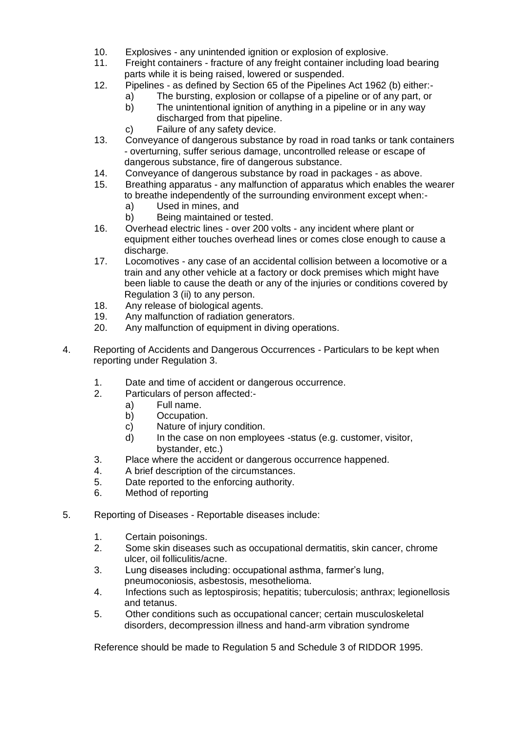10. Explosives - any unintended ignition or explosion of explosive.
11. Freight containers - fracture of any freight container including load bearing parts while it is being raised, lowered or suspended.
12. Pipelines - as defined by Section 65 of the Pipelines Act 1962 (b) either:-
    a) The bursting, explosion or collapse of a pipeline or of any part, or
    b) The unintentional ignition of anything in a pipeline or in any way discharged from that pipeline.
    c) Failure of any safety device.
13. Conveyance of dangerous substance by road in road tanks or tank containers - overturning, suffer serious damage, uncontrolled release or escape of dangerous substance, fire of dangerous substance.
14. Conveyance of dangerous substance by road in packages - as above.
15. Breathing apparatus - any malfunction of apparatus which enables the wearer to breathe independently of the surrounding environment except when:-
    a) Used in mines, and
    b) Being maintained or tested.
16. Overhead electric lines - over 200 volts - any incident where plant or equipment either touches overhead lines or comes close enough to cause a discharge.
17. Locomotives - any case of an accidental collision between a locomotive or a train and any other vehicle at a factory or dock premises which might have been liable to cause the death or any of the injuries or conditions covered by Regulation 3 (ii) to any person.
18. Any release of biological agents.
19. Any malfunction of radiation generators.
20. Any malfunction of equipment in diving operations.

4. Reporting of Accidents and Dangerous Occurrences - Particulars to be kept when reporting under Regulation 3.

    1. Date and time of accident or dangerous occurrence.
    2. Particulars of person affected:-
        a) Full name.
        b) Occupation.
        c) Nature of injury condition.
        d) In the case on non employees -status (e.g. customer, visitor, bystander, etc.)
    3. Place where the accident or dangerous occurrence happened.
    4. A brief description of the circumstances.
    5. Date reported to the enforcing authority.
    6. Method of reporting

5. Reporting of Diseases - Reportable diseases include:

    1. Certain poisonings.
    2. Some skin diseases such as occupational dermatitis, skin cancer, chrome ulcer, oil folliculitis/acne.
    3. Lung diseases including: occupational asthma, farmer's lung, pneumoconiosis, asbestosis, mesothelioma.
    4. Infections such as leptospirosis; hepatitis; tuberculosis; anthrax; legionellosis and tetanus.
    5. Other conditions such as occupational cancer; certain musculoskeletal disorders, decompression illness and hand-arm vibration syndrome

    Reference should be made to Regulation 5 and Schedule 3 of RIDDOR 1995.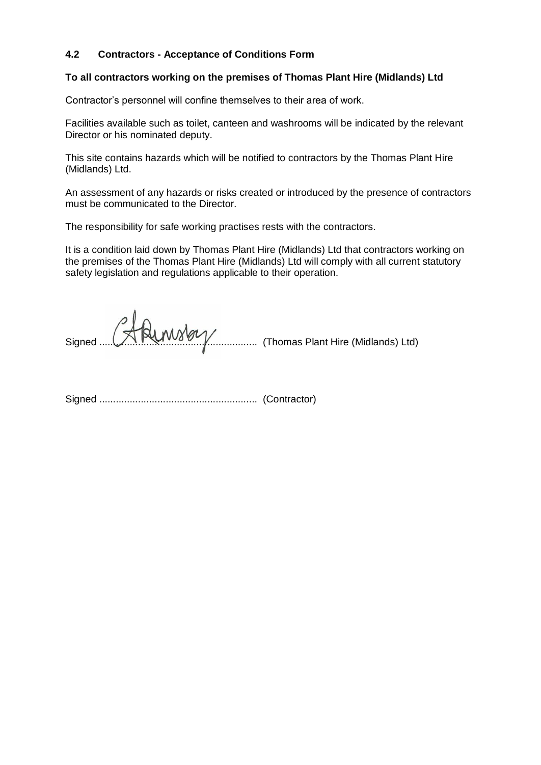### 4.2 Contractors - Acceptance of Conditions Form

**To all contractors working on the premises of Thomas Plant Hire (Midlands) Ltd**

Contractor's personnel will confine themselves to their area of work.

Facilities available such as toilet, canteen and washrooms will be indicated by the relevant Director or his nominated deputy.

This site contains hazards which will be notified to contractors by the Thomas Plant Hire (Midlands) Ltd.

An assessment of any hazards or risks created or introduced by the presence of contractors must be communicated to the Director.

The responsibility for safe working practises rests with the contractors.

It is a condition laid down by Thomas Plant Hire (Midlands) Ltd that contractors working on the premises of the Thomas Plant Hire (Midlands) Ltd will comply with all current statutory safety legislation and regulations applicable to their operation.

Signed ........................................................ (Thomas Plant Hire (Midlands) Ltd)

Signed ........................................................ (Contractor)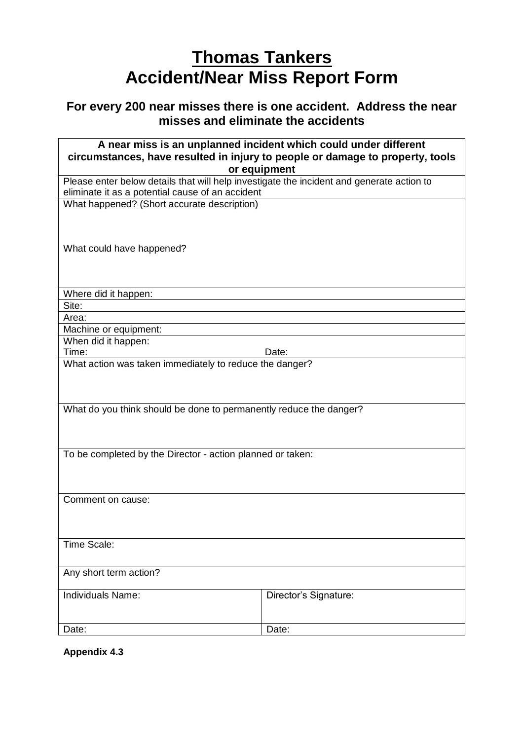# Thomas Tankers
# Accident/Near Miss Report Form

### For every 200 near misses there is one accident. Address the near misses and eliminate the accidents

| | |
|---|---|
| **A near miss is an unplanned incident which could under different circumstances, have resulted in injury to people or damage to property, tools or equipment** | |
| Please enter below details that will help investigate the incident and generate action to eliminate it as a potential cause of an accident | |
| What happened? (Short accurate description)<br><br>What could have happened? | |
| Where did it happen: | |
| Site: | |
| Area: | |
| Machine or equipment: | |
| When did it happen:<br>Time: | Date: |
| What action was taken immediately to reduce the danger? | |
| What do you think should be done to permanently reduce the danger? | |
| To be completed by the Director - action planned or taken: | |
| Comment on cause: | |
| Time Scale: | |
| Any short term action? | |
| Individuals Name: | Director's Signature: |
| Date: | Date: |

**Appendix 4.3**